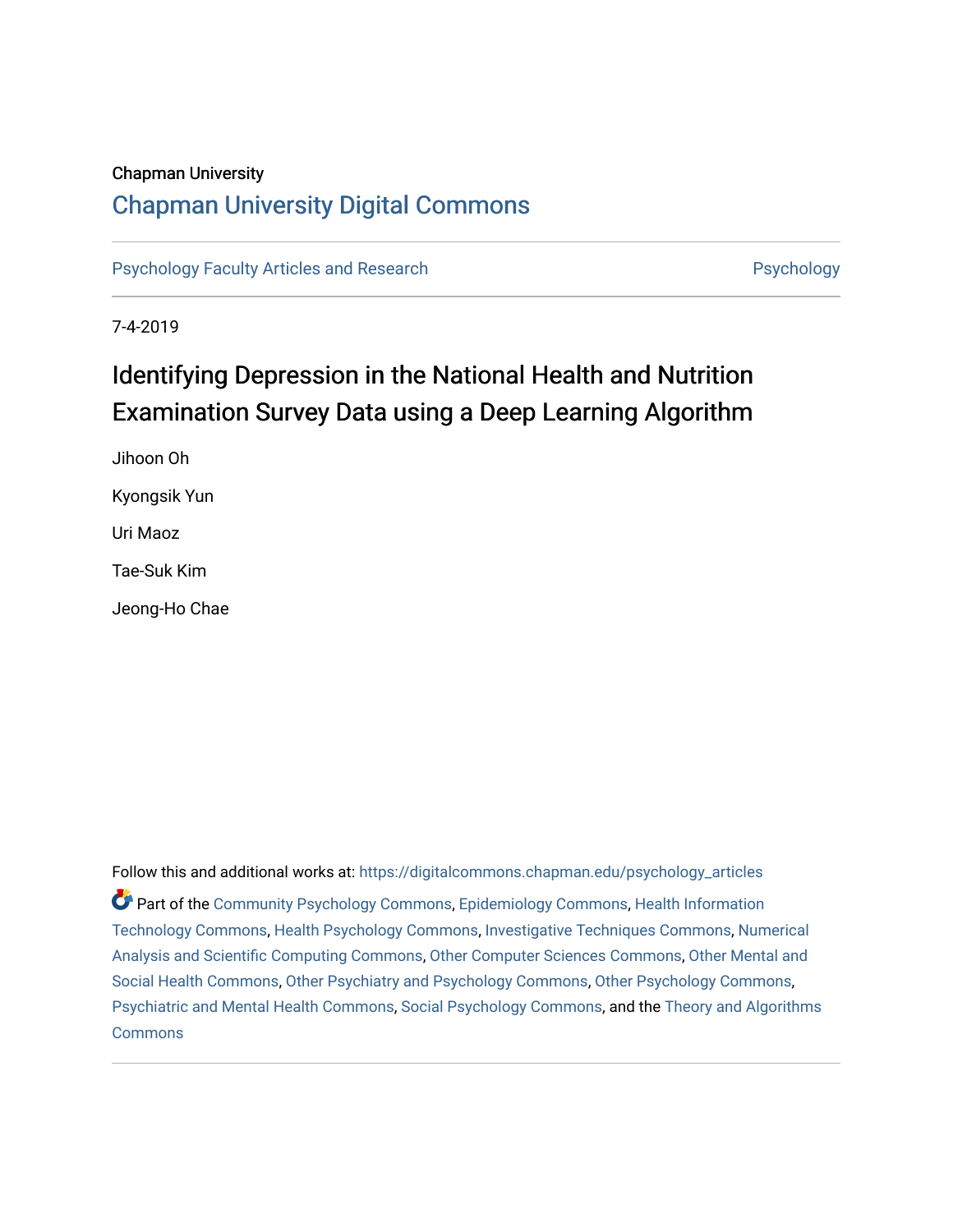Chapman University

## Chapman University Digital Commons

Psychology Faculty Articles and Research | Psychology

7-4-2019

# Identifying Depression in the National Health and Nutrition Examination Survey Data using a Deep Learning Algorithm

Jihoon Oh

Kyongsik Yun

Uri Maoz

Tae-Suk Kim

Jeong-Ho Chae

Follow this and additional works at: https://digitalcommons.chapman.edu/psychology_articles

Part of the Community Psychology Commons, Epidemiology Commons, Health Information Technology Commons, Health Psychology Commons, Investigative Techniques Commons, Numerical Analysis and Scientific Computing Commons, Other Computer Sciences Commons, Other Mental and Social Health Commons, Other Psychiatry and Psychology Commons, Other Psychology Commons, Psychiatric and Mental Health Commons, Social Psychology Commons, and the Theory and Algorithms Commons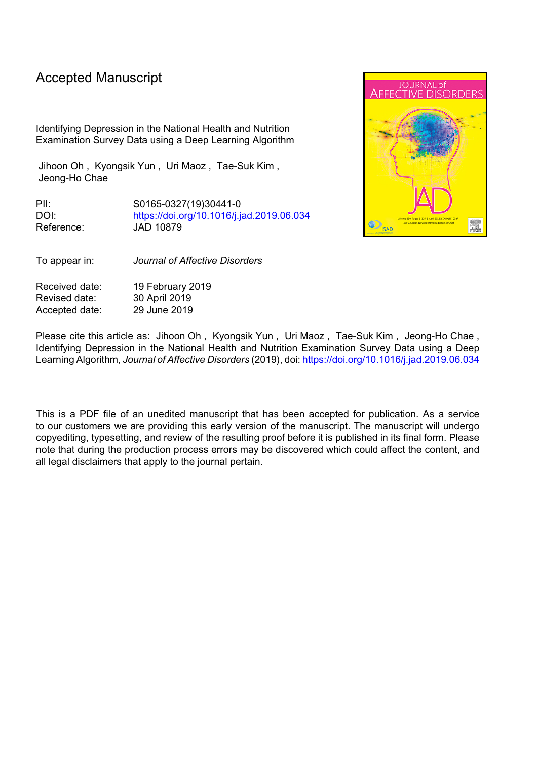Accepted Manuscript

Identifying Depression in the National Health and Nutrition Examination Survey Data using a Deep Learning Algorithm

Jihoon Oh , Kyongsik Yun , Uri Maoz , Tae-Suk Kim , Jeong-Ho Chae

| | |
|---|---|
| PII: | S0165-0327(19)30441-0 |
| DOI: | https://doi.org/10.1016/j.jad.2019.06.034 |
| Reference: | JAD 10879 |

| | |
|---|---|
| To appear in: | *Journal of Affective Disorders* |

| | |
|---|---|
| Received date: | 19 February 2019 |
| Revised date: | 30 April 2019 |
| Accepted date: | 29 June 2019 |

Please cite this article as: Jihoon Oh , Kyongsik Yun , Uri Maoz , Tae-Suk Kim , Jeong-Ho Chae , Identifying Depression in the National Health and Nutrition Examination Survey Data using a Deep Learning Algorithm, *Journal of Affective Disorders* (2019), doi: https://doi.org/10.1016/j.jad.2019.06.034

This is a PDF file of an unedited manuscript that has been accepted for publication. As a service to our customers we are providing this early version of the manuscript. The manuscript will undergo copyediting, typesetting, and review of the resulting proof before it is published in its final form. Please note that during the production process errors may be discovered which could affect the content, and all legal disclaimers that apply to the journal pertain.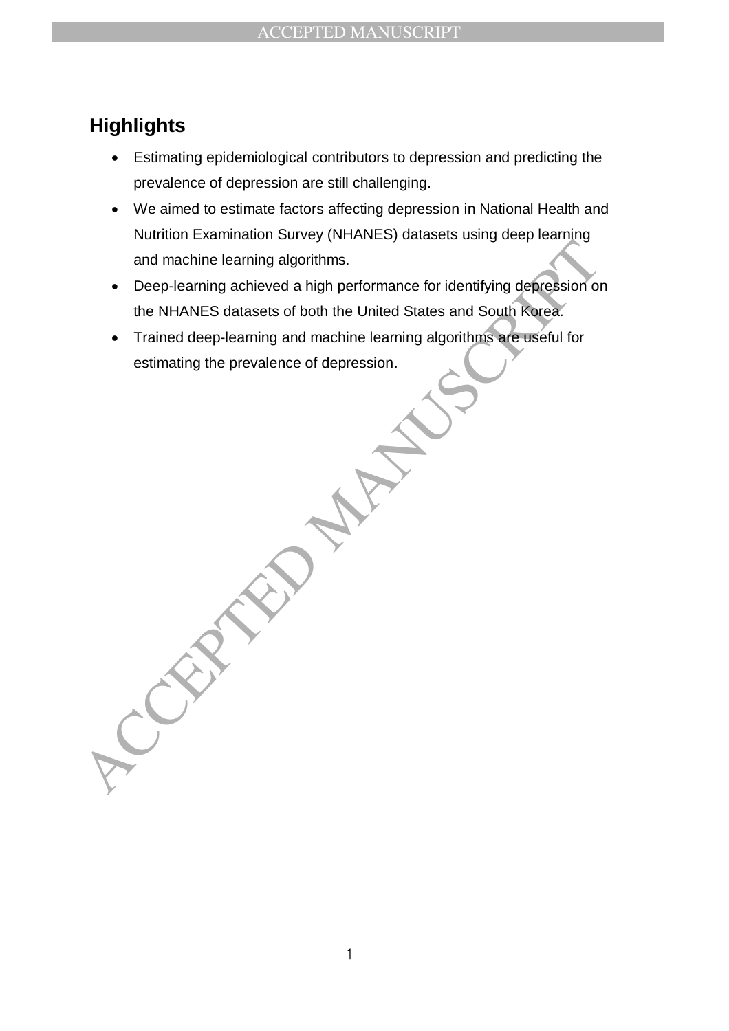## Highlights

- Estimating epidemiological contributors to depression and predicting the prevalence of depression are still challenging.
- We aimed to estimate factors affecting depression in National Health and Nutrition Examination Survey (NHANES) datasets using deep learning and machine learning algorithms.
- Deep-learning achieved a high performance for identifying depression on the NHANES datasets of both the United States and South Korea.
- Trained deep-learning and machine learning algorithms are useful for estimating the prevalence of depression.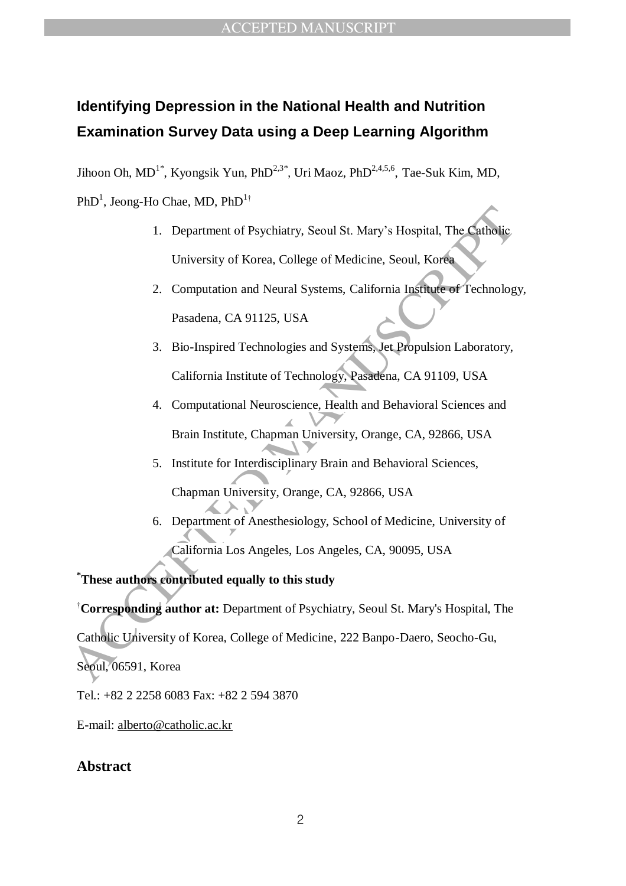# Identifying Depression in the National Health and Nutrition Examination Survey Data using a Deep Learning Algorithm

Jihoon Oh, MD[1*], Kyongsik Yun, PhD[2,3*], Uri Maoz, PhD[2,4,5,6], Tae-Suk Kim, MD, PhD[1], Jeong-Ho Chae, MD, PhD[1†]

1. Department of Psychiatry, Seoul St. Mary's Hospital, The Catholic University of Korea, College of Medicine, Seoul, Korea
2. Computation and Neural Systems, California Institute of Technology, Pasadena, CA 91125, USA
3. Bio-Inspired Technologies and Systems, Jet Propulsion Laboratory, California Institute of Technology, Pasadena, CA 91109, USA
4. Computational Neuroscience, Health and Behavioral Sciences and Brain Institute, Chapman University, Orange, CA, 92866, USA
5. Institute for Interdisciplinary Brain and Behavioral Sciences, Chapman University, Orange, CA, 92866, USA
6. Department of Anesthesiology, School of Medicine, University of California Los Angeles, Los Angeles, CA, 90095, USA

**[*]These authors contributed equally to this study**

[†]**Corresponding author at:** Department of Psychiatry, Seoul St. Mary's Hospital, The Catholic University of Korea, College of Medicine, 222 Banpo-Daero, Seocho-Gu, Seoul, 06591, Korea

Tel.: +82 2 2258 6083 Fax: +82 2 594 3870

E-mail: alberto@catholic.ac.kr

## Abstract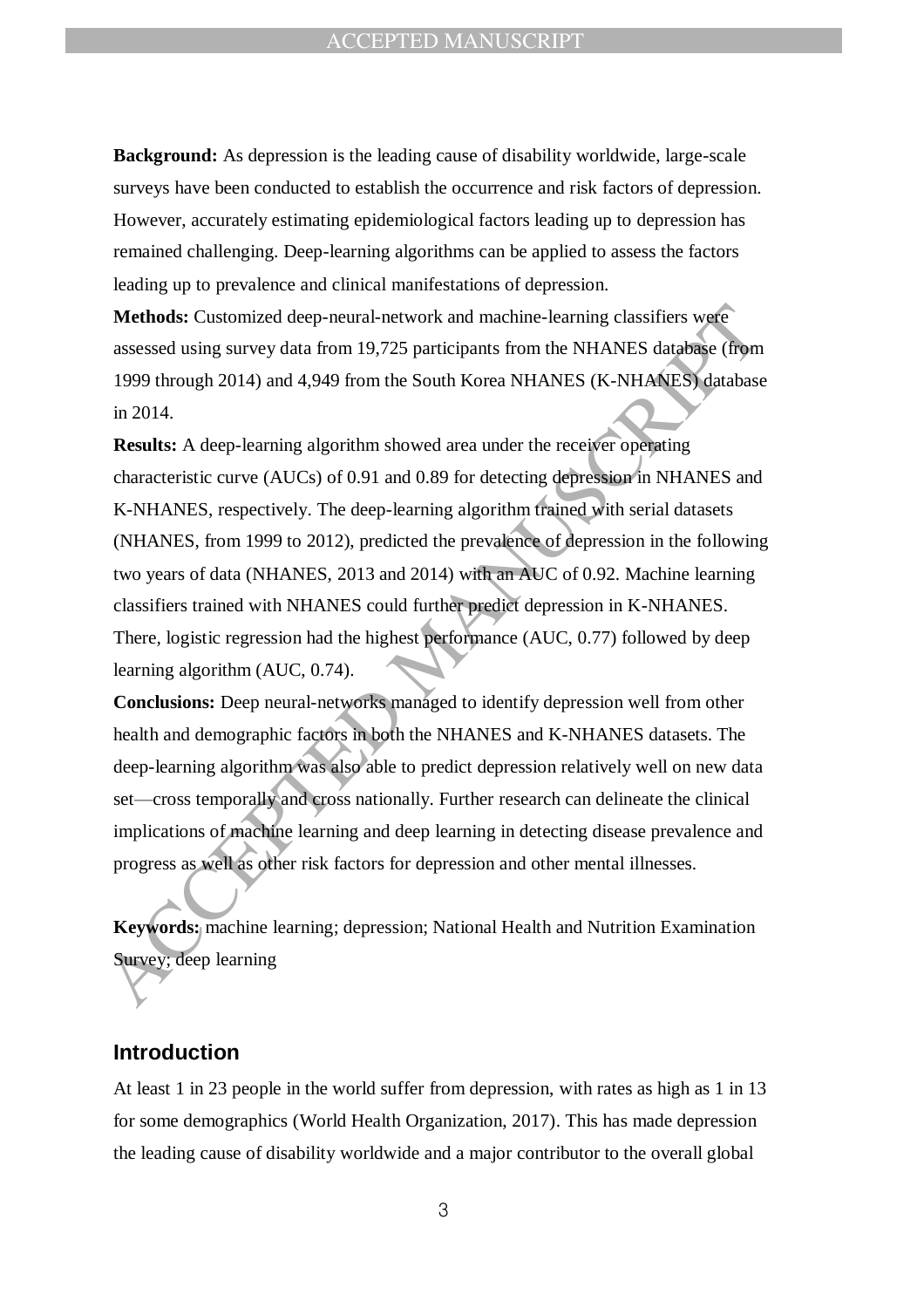**Background:** As depression is the leading cause of disability worldwide, large-scale surveys have been conducted to establish the occurrence and risk factors of depression. However, accurately estimating epidemiological factors leading up to depression has remained challenging. Deep-learning algorithms can be applied to assess the factors leading up to prevalence and clinical manifestations of depression.

**Methods:** Customized deep-neural-network and machine-learning classifiers were assessed using survey data from 19,725 participants from the NHANES database (from 1999 through 2014) and 4,949 from the South Korea NHANES (K-NHANES) database in 2014.

**Results:** A deep-learning algorithm showed area under the receiver operating characteristic curve (AUCs) of 0.91 and 0.89 for detecting depression in NHANES and K-NHANES, respectively. The deep-learning algorithm trained with serial datasets (NHANES, from 1999 to 2012), predicted the prevalence of depression in the following two years of data (NHANES, 2013 and 2014) with an AUC of 0.92. Machine learning classifiers trained with NHANES could further predict depression in K-NHANES. There, logistic regression had the highest performance (AUC, 0.77) followed by deep learning algorithm (AUC, 0.74).

**Conclusions:** Deep neural-networks managed to identify depression well from other health and demographic factors in both the NHANES and K-NHANES datasets. The deep-learning algorithm was also able to predict depression relatively well on new data set—cross temporally and cross nationally. Further research can delineate the clinical implications of machine learning and deep learning in detecting disease prevalence and progress as well as other risk factors for depression and other mental illnesses.

**Keywords:** machine learning; depression; National Health and Nutrition Examination Survey; deep learning

## Introduction

At least 1 in 23 people in the world suffer from depression, with rates as high as 1 in 13 for some demographics (World Health Organization, 2017). This has made depression the leading cause of disability worldwide and a major contributor to the overall global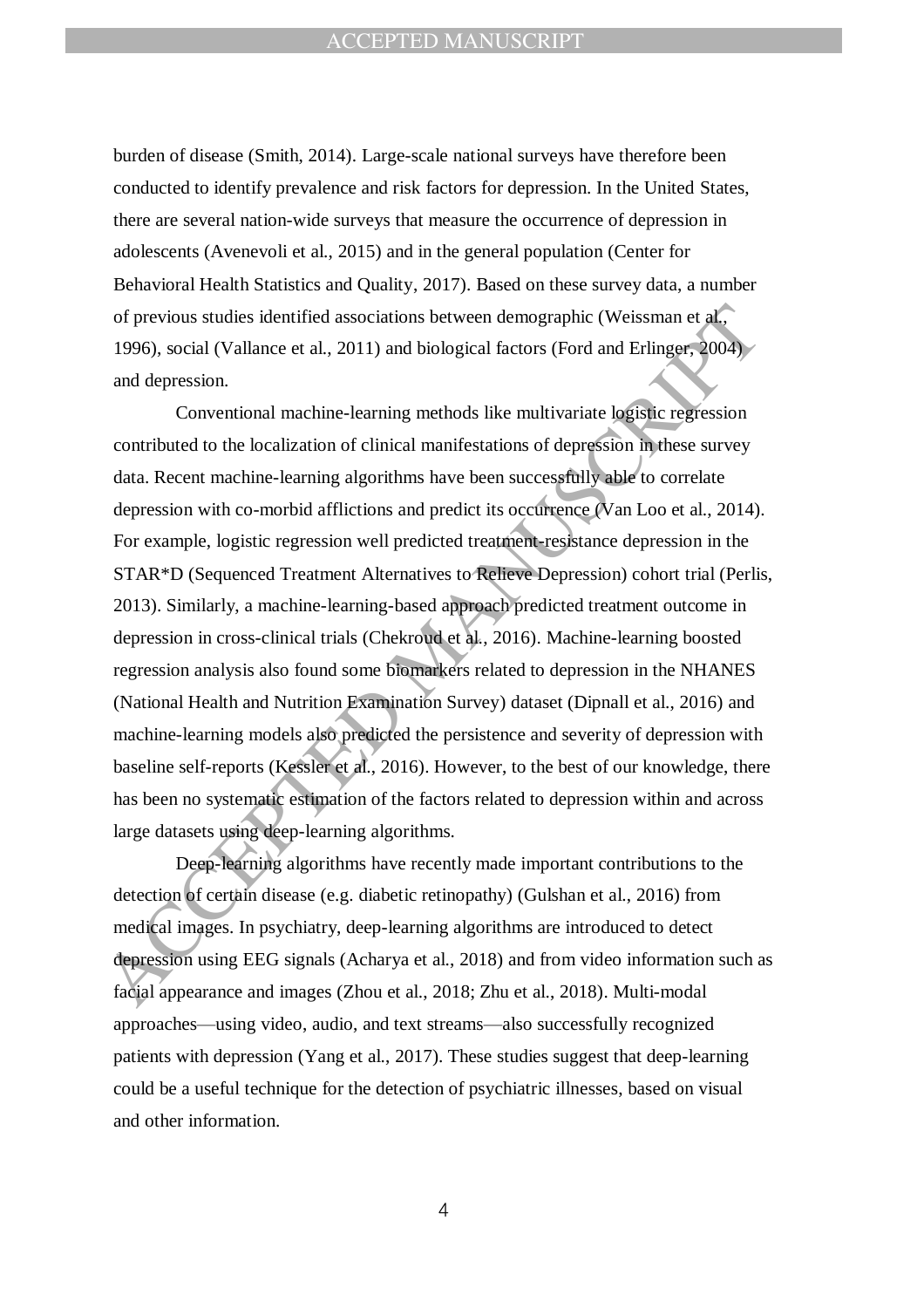burden of disease (Smith, 2014). Large-scale national surveys have therefore been conducted to identify prevalence and risk factors for depression. In the United States, there are several nation-wide surveys that measure the occurrence of depression in adolescents (Avenevoli et al., 2015) and in the general population (Center for Behavioral Health Statistics and Quality, 2017). Based on these survey data, a number of previous studies identified associations between demographic (Weissman et al., 1996), social (Vallance et al., 2011) and biological factors (Ford and Erlinger, 2004) and depression.

Conventional machine-learning methods like multivariate logistic regression contributed to the localization of clinical manifestations of depression in these survey data. Recent machine-learning algorithms have been successfully able to correlate depression with co-morbid afflictions and predict its occurrence (Van Loo et al., 2014). For example, logistic regression well predicted treatment-resistance depression in the STAR*D (Sequenced Treatment Alternatives to Relieve Depression) cohort trial (Perlis, 2013). Similarly, a machine-learning-based approach predicted treatment outcome in depression in cross-clinical trials (Chekroud et al., 2016). Machine-learning boosted regression analysis also found some biomarkers related to depression in the NHANES (National Health and Nutrition Examination Survey) dataset (Dipnall et al., 2016) and machine-learning models also predicted the persistence and severity of depression with baseline self-reports (Kessler et al., 2016). However, to the best of our knowledge, there has been no systematic estimation of the factors related to depression within and across large datasets using deep-learning algorithms.

Deep-learning algorithms have recently made important contributions to the detection of certain disease (e.g. diabetic retinopathy) (Gulshan et al., 2016) from medical images. In psychiatry, deep-learning algorithms are introduced to detect depression using EEG signals (Acharya et al., 2018) and from video information such as facial appearance and images (Zhou et al., 2018; Zhu et al., 2018). Multi-modal approaches—using video, audio, and text streams—also successfully recognized patients with depression (Yang et al., 2017). These studies suggest that deep-learning could be a useful technique for the detection of psychiatric illnesses, based on visual and other information.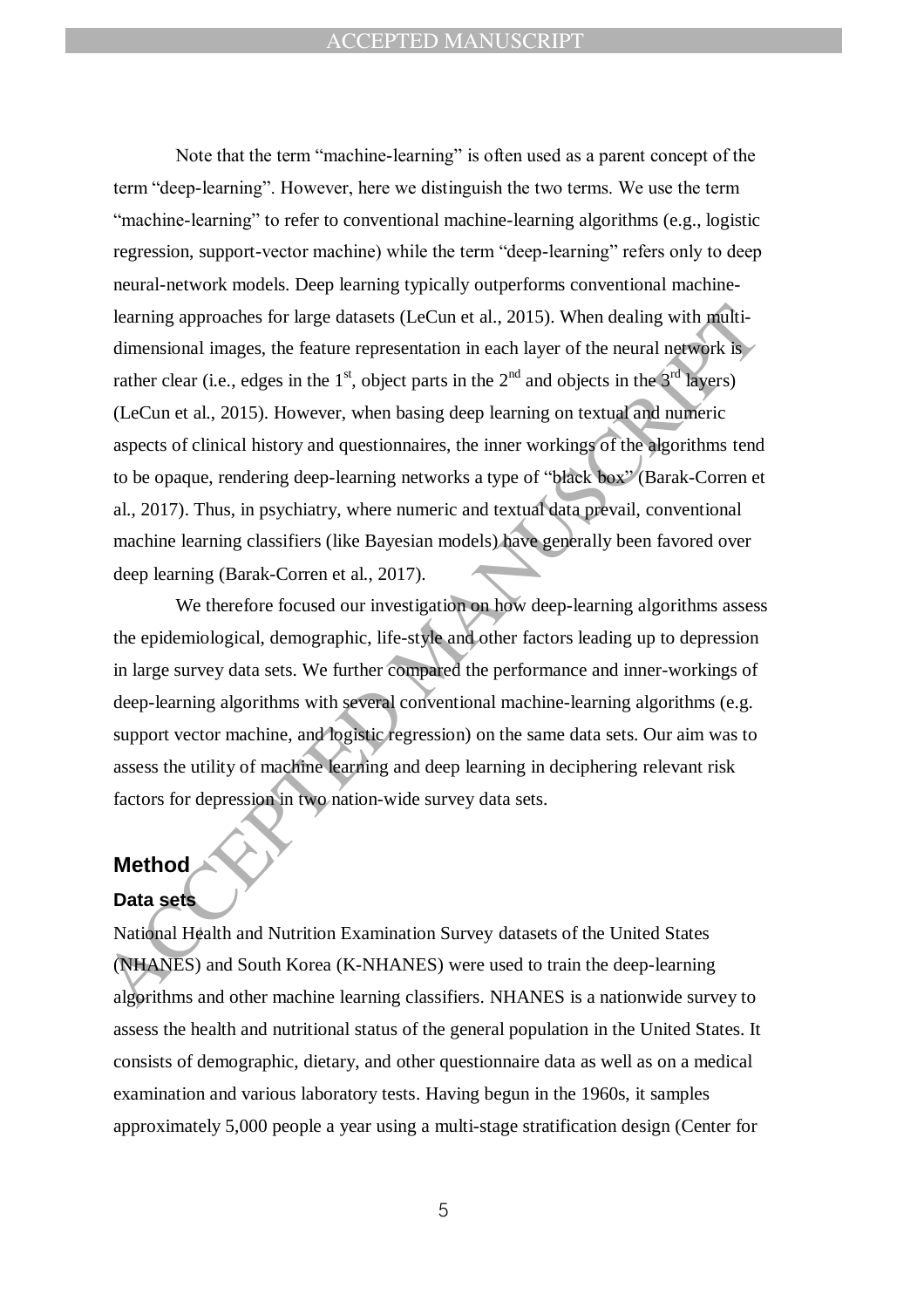Note that the term "machine-learning" is often used as a parent concept of the term "deep-learning". However, here we distinguish the two terms. We use the term "machine-learning" to refer to conventional machine-learning algorithms (e.g., logistic regression, support-vector machine) while the term "deep-learning" refers only to deep neural-network models. Deep learning typically outperforms conventional machine-learning approaches for large datasets (LeCun et al., 2015). When dealing with multi-dimensional images, the feature representation in each layer of the neural network is rather clear (i.e., edges in the 1st, object parts in the 2nd and objects in the 3rd layers) (LeCun et al., 2015). However, when basing deep learning on textual and numeric aspects of clinical history and questionnaires, the inner workings of the algorithms tend to be opaque, rendering deep-learning networks a type of "black box" (Barak-Corren et al., 2017). Thus, in psychiatry, where numeric and textual data prevail, conventional machine learning classifiers (like Bayesian models) have generally been favored over deep learning (Barak-Corren et al., 2017).

We therefore focused our investigation on how deep-learning algorithms assess the epidemiological, demographic, life-style and other factors leading up to depression in large survey data sets. We further compared the performance and inner-workings of deep-learning algorithms with several conventional machine-learning algorithms (e.g. support vector machine, and logistic regression) on the same data sets. Our aim was to assess the utility of machine learning and deep learning in deciphering relevant risk factors for depression in two nation-wide survey data sets.

## Method

### Data sets

National Health and Nutrition Examination Survey datasets of the United States (NHANES) and South Korea (K-NHANES) were used to train the deep-learning algorithms and other machine learning classifiers. NHANES is a nationwide survey to assess the health and nutritional status of the general population in the United States. It consists of demographic, dietary, and other questionnaire data as well as on a medical examination and various laboratory tests. Having begun in the 1960s, it samples approximately 5,000 people a year using a multi-stage stratification design (Center for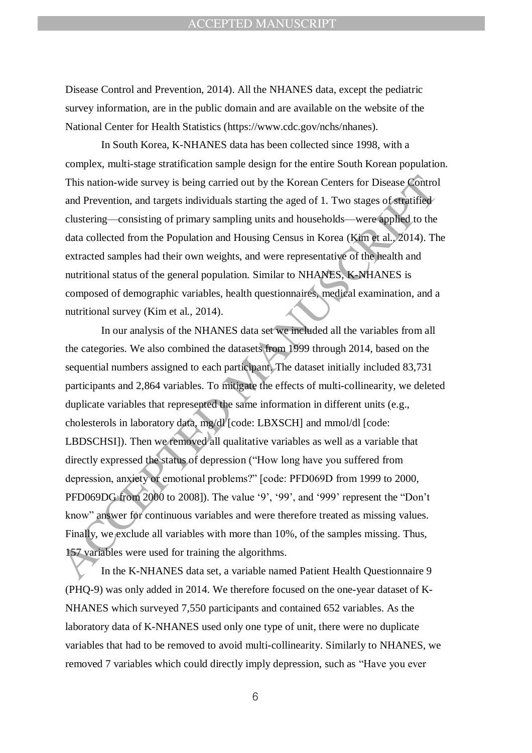Disease Control and Prevention, 2014). All the NHANES data, except the pediatric survey information, are in the public domain and are available on the website of the National Center for Health Statistics (https://www.cdc.gov/nchs/nhanes).

In South Korea, K-NHANES data has been collected since 1998, with a complex, multi-stage stratification sample design for the entire South Korean population. This nation-wide survey is being carried out by the Korean Centers for Disease Control and Prevention, and targets individuals starting the aged of 1. Two stages of stratified clustering—consisting of primary sampling units and households—were applied to the data collected from the Population and Housing Census in Korea (Kim et al., 2014). The extracted samples had their own weights, and were representative of the health and nutritional status of the general population. Similar to NHANES, K-NHANES is composed of demographic variables, health questionnaires, medical examination, and a nutritional survey (Kim et al., 2014).

In our analysis of the NHANES data set we included all the variables from all the categories. We also combined the datasets from 1999 through 2014, based on the sequential numbers assigned to each participant. The dataset initially included 83,731 participants and 2,864 variables. To mitigate the effects of multi-collinearity, we deleted duplicate variables that represented the same information in different units (e.g., cholesterols in laboratory data, mg/dl [code: LBXSCH] and mmol/dl [code: LBDSCHSI]). Then we removed all qualitative variables as well as a variable that directly expressed the status of depression ("How long have you suffered from depression, anxiety or emotional problems?" [code: PFD069D from 1999 to 2000, PFD069DG from 2000 to 2008]). The value '9', '99', and '999' represent the "Don't know" answer for continuous variables and were therefore treated as missing values. Finally, we exclude all variables with more than 10%, of the samples missing. Thus, 157 variables were used for training the algorithms.

In the K-NHANES data set, a variable named Patient Health Questionnaire 9 (PHQ-9) was only added in 2014. We therefore focused on the one-year dataset of K-NHANES which surveyed 7,550 participants and contained 652 variables. As the laboratory data of K-NHANES used only one type of unit, there were no duplicate variables that had to be removed to avoid multi-collinearity. Similarly to NHANES, we removed 7 variables which could directly imply depression, such as "Have you ever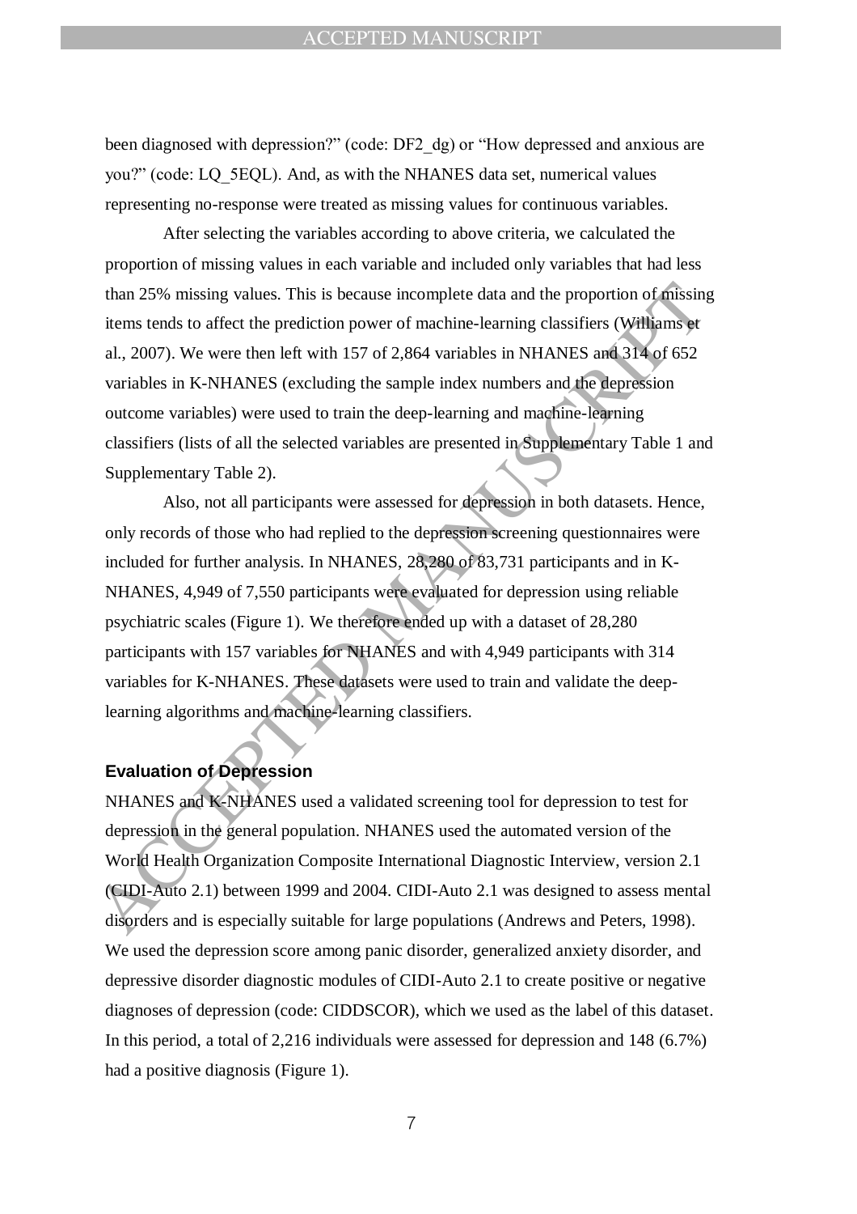been diagnosed with depression?" (code: DF2_dg) or "How depressed and anxious are you?" (code: LQ_5EQL). And, as with the NHANES data set, numerical values representing no-response were treated as missing values for continuous variables.

After selecting the variables according to above criteria, we calculated the proportion of missing values in each variable and included only variables that had less than 25% missing values. This is because incomplete data and the proportion of missing items tends to affect the prediction power of machine-learning classifiers (Williams et al., 2007). We were then left with 157 of 2,864 variables in NHANES and 314 of 652 variables in K-NHANES (excluding the sample index numbers and the depression outcome variables) were used to train the deep-learning and machine-learning classifiers (lists of all the selected variables are presented in Supplementary Table 1 and Supplementary Table 2).

Also, not all participants were assessed for depression in both datasets. Hence, only records of those who had replied to the depression screening questionnaires were included for further analysis. In NHANES, 28,280 of 83,731 participants and in K-NHANES, 4,949 of 7,550 participants were evaluated for depression using reliable psychiatric scales (Figure 1). We therefore ended up with a dataset of 28,280 participants with 157 variables for NHANES and with 4,949 participants with 314 variables for K-NHANES. These datasets were used to train and validate the deep-learning algorithms and machine-learning classifiers.

## Evaluation of Depression

NHANES and K-NHANES used a validated screening tool for depression to test for depression in the general population. NHANES used the automated version of the World Health Organization Composite International Diagnostic Interview, version 2.1 (CIDI-Auto 2.1) between 1999 and 2004. CIDI-Auto 2.1 was designed to assess mental disorders and is especially suitable for large populations (Andrews and Peters, 1998). We used the depression score among panic disorder, generalized anxiety disorder, and depressive disorder diagnostic modules of CIDI-Auto 2.1 to create positive or negative diagnoses of depression (code: CIDDSCOR), which we used as the label of this dataset. In this period, a total of 2,216 individuals were assessed for depression and 148 (6.7%) had a positive diagnosis (Figure 1).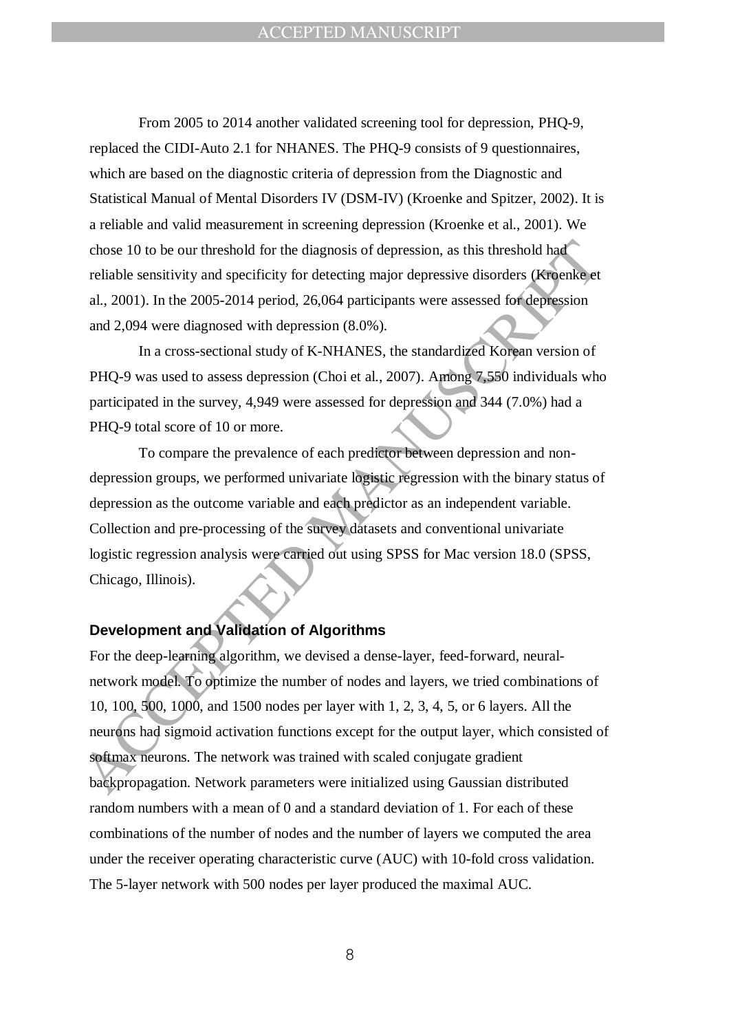From 2005 to 2014 another validated screening tool for depression, PHQ-9, replaced the CIDI-Auto 2.1 for NHANES. The PHQ-9 consists of 9 questionnaires, which are based on the diagnostic criteria of depression from the Diagnostic and Statistical Manual of Mental Disorders IV (DSM-IV) (Kroenke and Spitzer, 2002). It is a reliable and valid measurement in screening depression (Kroenke et al., 2001). We chose 10 to be our threshold for the diagnosis of depression, as this threshold had reliable sensitivity and specificity for detecting major depressive disorders (Kroenke et al., 2001). In the 2005-2014 period, 26,064 participants were assessed for depression and 2,094 were diagnosed with depression (8.0%).

In a cross-sectional study of K-NHANES, the standardized Korean version of PHQ-9 was used to assess depression (Choi et al., 2007). Among 7,550 individuals who participated in the survey, 4,949 were assessed for depression and 344 (7.0%) had a PHQ-9 total score of 10 or more.

To compare the prevalence of each predictor between depression and non-depression groups, we performed univariate logistic regression with the binary status of depression as the outcome variable and each predictor as an independent variable. Collection and pre-processing of the survey datasets and conventional univariate logistic regression analysis were carried out using SPSS for Mac version 18.0 (SPSS, Chicago, Illinois).

### Development and Validation of Algorithms

For the deep-learning algorithm, we devised a dense-layer, feed-forward, neural-network model. To optimize the number of nodes and layers, we tried combinations of 10, 100, 500, 1000, and 1500 nodes per layer with 1, 2, 3, 4, 5, or 6 layers. All the neurons had sigmoid activation functions except for the output layer, which consisted of softmax neurons. The network was trained with scaled conjugate gradient backpropagation. Network parameters were initialized using Gaussian distributed random numbers with a mean of 0 and a standard deviation of 1. For each of these combinations of the number of nodes and the number of layers we computed the area under the receiver operating characteristic curve (AUC) with 10-fold cross validation. The 5-layer network with 500 nodes per layer produced the maximal AUC.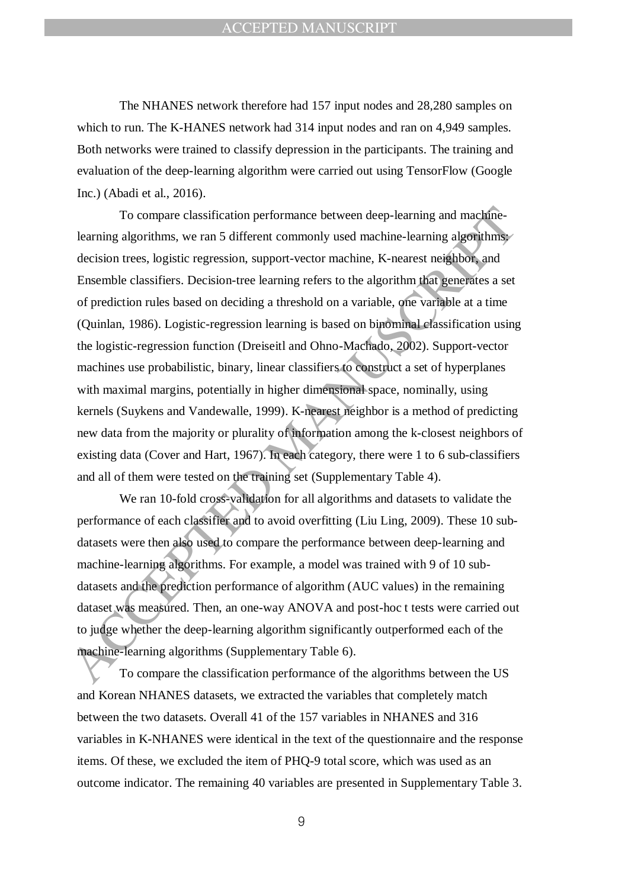The NHANES network therefore had 157 input nodes and 28,280 samples on which to run. The K-HANES network had 314 input nodes and ran on 4,949 samples. Both networks were trained to classify depression in the participants. The training and evaluation of the deep-learning algorithm were carried out using TensorFlow (Google Inc.) (Abadi et al., 2016).

To compare classification performance between deep-learning and machine-learning algorithms, we ran 5 different commonly used machine-learning algorithms: decision trees, logistic regression, support-vector machine, K-nearest neighbor, and Ensemble classifiers. Decision-tree learning refers to the algorithm that generates a set of prediction rules based on deciding a threshold on a variable, one variable at a time (Quinlan, 1986). Logistic-regression learning is based on binominal classification using the logistic-regression function (Dreiseitl and Ohno-Machado, 2002). Support-vector machines use probabilistic, binary, linear classifiers to construct a set of hyperplanes with maximal margins, potentially in higher dimensional space, nominally, using kernels (Suykens and Vandewalle, 1999). K-nearest neighbor is a method of predicting new data from the majority or plurality of information among the k-closest neighbors of existing data (Cover and Hart, 1967). In each category, there were 1 to 6 sub-classifiers and all of them were tested on the training set (Supplementary Table 4).

We ran 10-fold cross-validation for all algorithms and datasets to validate the performance of each classifier and to avoid overfitting (Liu Ling, 2009). These 10 sub-datasets were then also used to compare the performance between deep-learning and machine-learning algorithms. For example, a model was trained with 9 of 10 sub-datasets and the prediction performance of algorithm (AUC values) in the remaining dataset was measured. Then, an one-way ANOVA and post-hoc t tests were carried out to judge whether the deep-learning algorithm significantly outperformed each of the machine-learning algorithms (Supplementary Table 6).

To compare the classification performance of the algorithms between the US and Korean NHANES datasets, we extracted the variables that completely match between the two datasets. Overall 41 of the 157 variables in NHANES and 316 variables in K-NHANES were identical in the text of the questionnaire and the response items. Of these, we excluded the item of PHQ-9 total score, which was used as an outcome indicator. The remaining 40 variables are presented in Supplementary Table 3.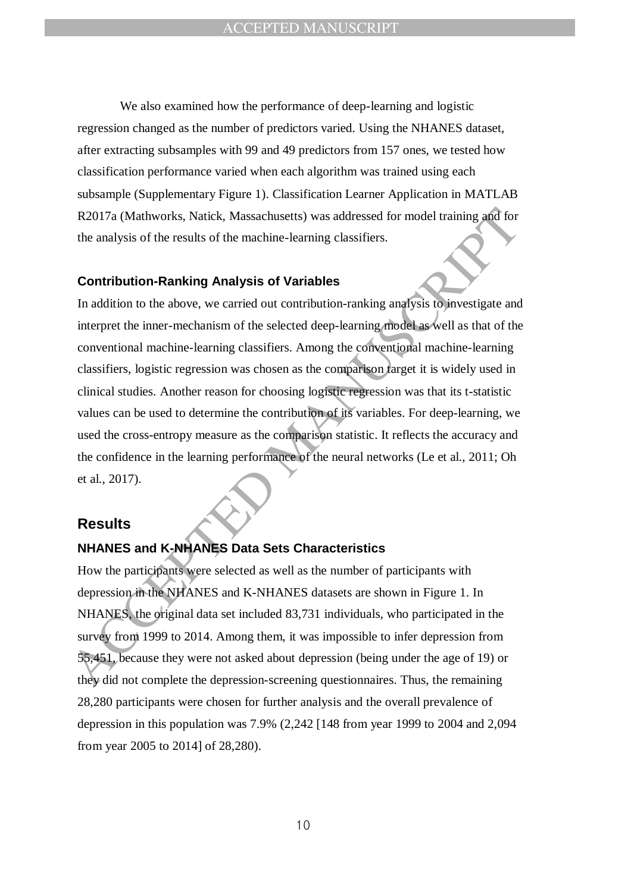We also examined how the performance of deep-learning and logistic regression changed as the number of predictors varied. Using the NHANES dataset, after extracting subsamples with 99 and 49 predictors from 157 ones, we tested how classification performance varied when each algorithm was trained using each subsample (Supplementary Figure 1). Classification Learner Application in MATLAB R2017a (Mathworks, Natick, Massachusetts) was addressed for model training and for the analysis of the results of the machine-learning classifiers.

### Contribution-Ranking Analysis of Variables

In addition to the above, we carried out contribution-ranking analysis to investigate and interpret the inner-mechanism of the selected deep-learning model as well as that of the conventional machine-learning classifiers. Among the conventional machine-learning classifiers, logistic regression was chosen as the comparison target it is widely used in clinical studies. Another reason for choosing logistic regression was that its t-statistic values can be used to determine the contribution of its variables. For deep-learning, we used the cross-entropy measure as the comparison statistic. It reflects the accuracy and the confidence in the learning performance of the neural networks (Le et al., 2011; Oh et al., 2017).

## Results

### NHANES and K-NHANES Data Sets Characteristics

How the participants were selected as well as the number of participants with depression in the NHANES and K-NHANES datasets are shown in Figure 1. In NHANES, the original data set included 83,731 individuals, who participated in the survey from 1999 to 2014. Among them, it was impossible to infer depression from 55,451, because they were not asked about depression (being under the age of 19) or they did not complete the depression-screening questionnaires. Thus, the remaining 28,280 participants were chosen for further analysis and the overall prevalence of depression in this population was 7.9% (2,242 [148 from year 1999 to 2004 and 2,094 from year 2005 to 2014] of 28,280).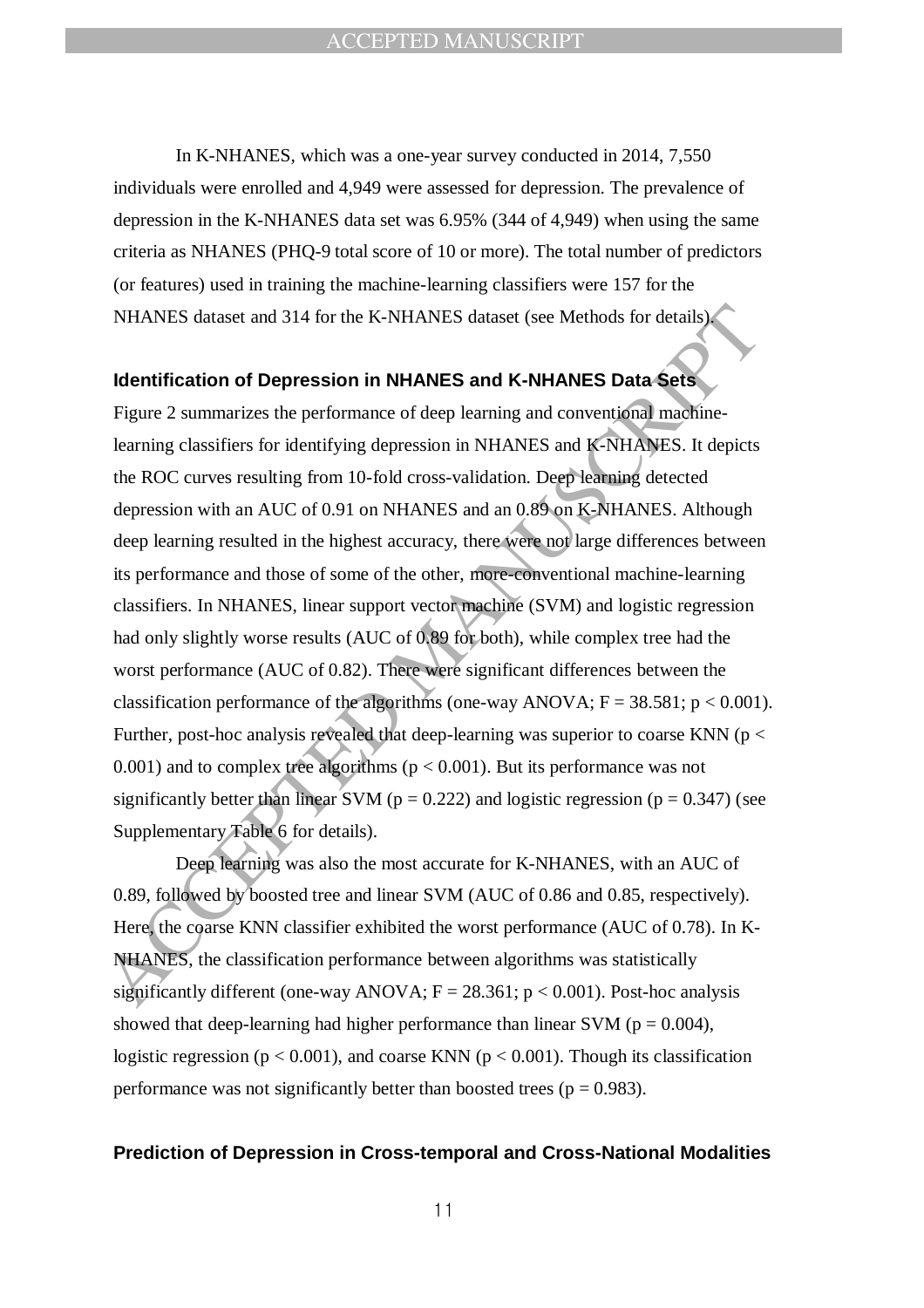In K-NHANES, which was a one-year survey conducted in 2014, 7,550 individuals were enrolled and 4,949 were assessed for depression. The prevalence of depression in the K-NHANES data set was 6.95% (344 of 4,949) when using the same criteria as NHANES (PHQ-9 total score of 10 or more). The total number of predictors (or features) used in training the machine-learning classifiers were 157 for the NHANES dataset and 314 for the K-NHANES dataset (see Methods for details).

**Identification of Depression in NHANES and K-NHANES Data Sets**

Figure 2 summarizes the performance of deep learning and conventional machine-learning classifiers for identifying depression in NHANES and K-NHANES. It depicts the ROC curves resulting from 10-fold cross-validation. Deep learning detected depression with an AUC of 0.91 on NHANES and an 0.89 on K-NHANES. Although deep learning resulted in the highest accuracy, there were not large differences between its performance and those of some of the other, more-conventional machine-learning classifiers. In NHANES, linear support vector machine (SVM) and logistic regression had only slightly worse results (AUC of 0.89 for both), while complex tree had the worst performance (AUC of 0.82). There were significant differences between the classification performance of the algorithms (one-way ANOVA; $F = 38.581$; $p < 0.001$). Further, post-hoc analysis revealed that deep-learning was superior to coarse KNN ($p < 0.001$) and to complex tree algorithms ($p < 0.001$). But its performance was not significantly better than linear SVM ($p = 0.222$) and logistic regression ($p = 0.347$) (see Supplementary Table 6 for details).

Deep learning was also the most accurate for K-NHANES, with an AUC of 0.89, followed by boosted tree and linear SVM (AUC of 0.86 and 0.85, respectively). Here, the coarse KNN classifier exhibited the worst performance (AUC of 0.78). In K-NHANES, the classification performance between algorithms was statistically significantly different (one-way ANOVA; $F = 28.361$; $p < 0.001$). Post-hoc analysis showed that deep-learning had higher performance than linear SVM ($p = 0.004$), logistic regression ($p < 0.001$), and coarse KNN ($p < 0.001$). Though its classification performance was not significantly better than boosted trees ($p = 0.983$).

**Prediction of Depression in Cross-temporal and Cross-National Modalities**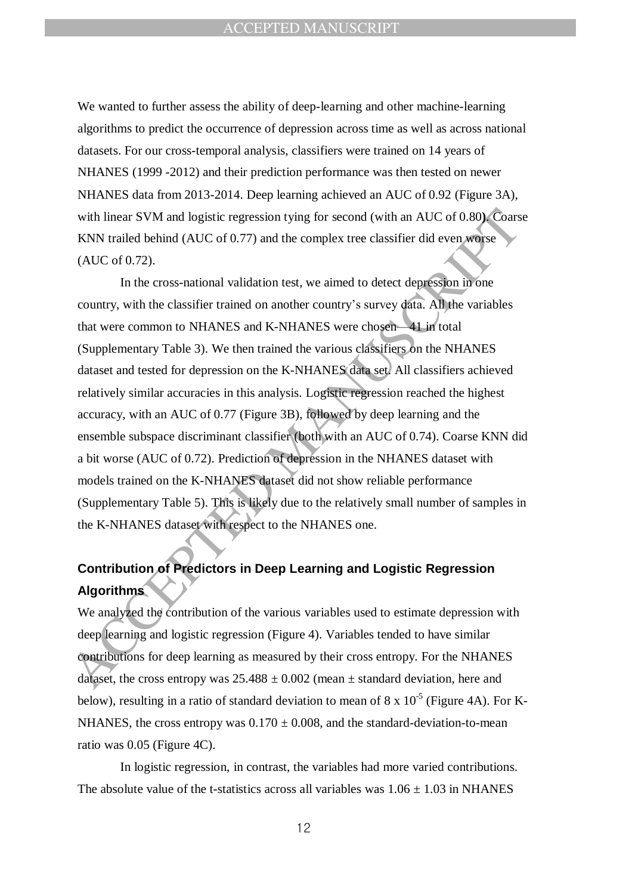We wanted to further assess the ability of deep-learning and other machine-learning algorithms to predict the occurrence of depression across time as well as across national datasets. For our cross-temporal analysis, classifiers were trained on 14 years of NHANES (1999 -2012) and their prediction performance was then tested on newer NHANES data from 2013-2014. Deep learning achieved an AUC of 0.92 (Figure 3A), with linear SVM and logistic regression tying for second (with an AUC of 0.80). Coarse KNN trailed behind (AUC of 0.77) and the complex tree classifier did even worse (AUC of 0.72).

In the cross-national validation test, we aimed to detect depression in one country, with the classifier trained on another country's survey data. All the variables that were common to NHANES and K-NHANES were chosen—41 in total (Supplementary Table 3). We then trained the various classifiers on the NHANES dataset and tested for depression on the K-NHANES data set. All classifiers achieved relatively similar accuracies in this analysis. Logistic regression reached the highest accuracy, with an AUC of 0.77 (Figure 3B), followed by deep learning and the ensemble subspace discriminant classifier (both with an AUC of 0.74). Coarse KNN did a bit worse (AUC of 0.72). Prediction of depression in the NHANES dataset with models trained on the K-NHANES dataset did not show reliable performance (Supplementary Table 5). This is likely due to the relatively small number of samples in the K-NHANES dataset with respect to the NHANES one.

## Contribution of Predictors in Deep Learning and Logistic Regression Algorithms

We analyzed the contribution of the various variables used to estimate depression with deep learning and logistic regression (Figure 4). Variables tended to have similar contributions for deep learning as measured by their cross entropy. For the NHANES dataset, the cross entropy was $25.488 \pm 0.002$ (mean ± standard deviation, here and below), resulting in a ratio of standard deviation to mean of $8 \times 10^{-5}$ (Figure 4A). For K-NHANES, the cross entropy was $0.170 \pm 0.008$, and the standard-deviation-to-mean ratio was 0.05 (Figure 4C).

In logistic regression, in contrast, the variables had more varied contributions. The absolute value of the t-statistics across all variables was $1.06 \pm 1.03$ in NHANES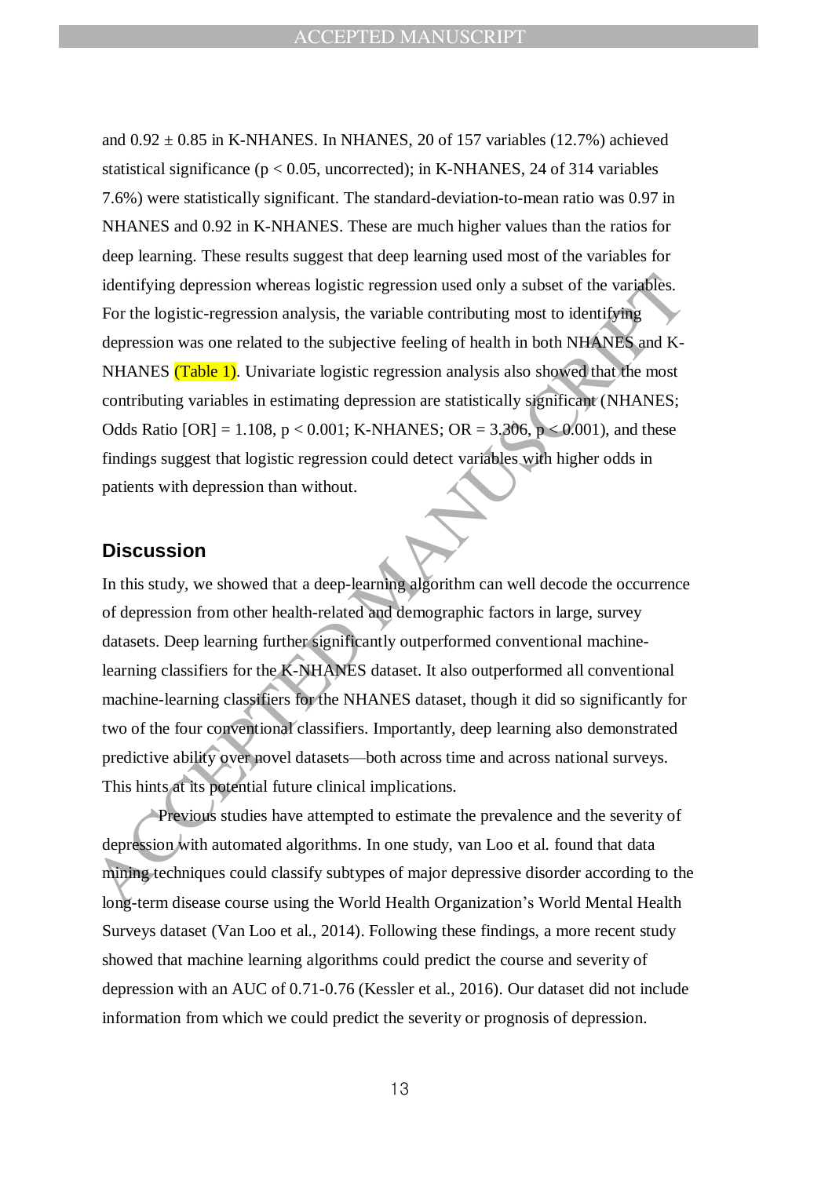and $0.92 \pm 0.85$ in K-NHANES. In NHANES, 20 of 157 variables (12.7%) achieved statistical significance ($p < 0.05$, uncorrected); in K-NHANES, 24 of 314 variables 7.6%) were statistically significant. The standard-deviation-to-mean ratio was 0.97 in NHANES and 0.92 in K-NHANES. These are much higher values than the ratios for deep learning. These results suggest that deep learning used most of the variables for identifying depression whereas logistic regression used only a subset of the variables. For the logistic-regression analysis, the variable contributing most to identifying depression was one related to the subjective feeling of health in both NHANES and K-NHANES (Table 1). Univariate logistic regression analysis also showed that the most contributing variables in estimating depression are statistically significant (NHANES; Odds Ratio [OR] = 1.108, $p < 0.001$; K-NHANES; OR = 3.306, $p < 0.001$), and these findings suggest that logistic regression could detect variables with higher odds in patients with depression than without.

## Discussion

In this study, we showed that a deep-learning algorithm can well decode the occurrence of depression from other health-related and demographic factors in large, survey datasets. Deep learning further significantly outperformed conventional machine-learning classifiers for the K-NHANES dataset. It also outperformed all conventional machine-learning classifiers for the NHANES dataset, though it did so significantly for two of the four conventional classifiers. Importantly, deep learning also demonstrated predictive ability over novel datasets—both across time and across national surveys. This hints at its potential future clinical implications.

Previous studies have attempted to estimate the prevalence and the severity of depression with automated algorithms. In one study, van Loo et al. found that data mining techniques could classify subtypes of major depressive disorder according to the long-term disease course using the World Health Organization's World Mental Health Surveys dataset (Van Loo et al., 2014). Following these findings, a more recent study showed that machine learning algorithms could predict the course and severity of depression with an AUC of 0.71-0.76 (Kessler et al., 2016). Our dataset did not include information from which we could predict the severity or prognosis of depression.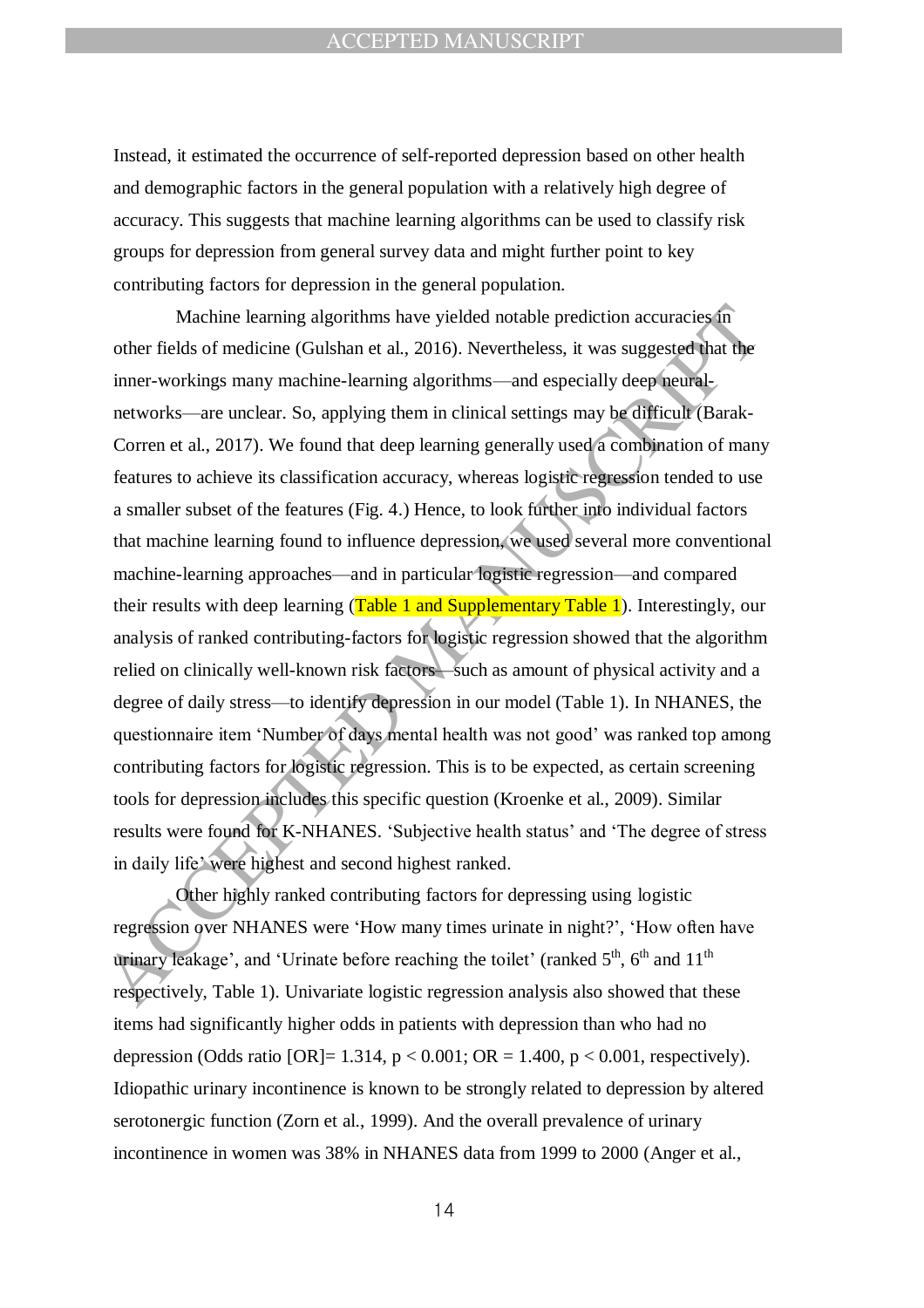Instead, it estimated the occurrence of self-reported depression based on other health and demographic factors in the general population with a relatively high degree of accuracy. This suggests that machine learning algorithms can be used to classify risk groups for depression from general survey data and might further point to key contributing factors for depression in the general population.

Machine learning algorithms have yielded notable prediction accuracies in other fields of medicine (Gulshan et al., 2016). Nevertheless, it was suggested that the inner-workings many machine-learning algorithms—and especially deep neural-networks—are unclear. So, applying them in clinical settings may be difficult (Barak-Corren et al., 2017). We found that deep learning generally used a combination of many features to achieve its classification accuracy, whereas logistic regression tended to use a smaller subset of the features (Fig. 4.) Hence, to look further into individual factors that machine learning found to influence depression, we used several more conventional machine-learning approaches—and in particular logistic regression—and compared their results with deep learning (Table 1 and Supplementary Table 1). Interestingly, our analysis of ranked contributing-factors for logistic regression showed that the algorithm relied on clinically well-known risk factors—such as amount of physical activity and a degree of daily stress—to identify depression in our model (Table 1). In NHANES, the questionnaire item 'Number of days mental health was not good' was ranked top among contributing factors for logistic regression. This is to be expected, as certain screening tools for depression includes this specific question (Kroenke et al., 2009). Similar results were found for K-NHANES. 'Subjective health status' and 'The degree of stress in daily life' were highest and second highest ranked.

Other highly ranked contributing factors for depressing using logistic regression over NHANES were 'How many times urinate in night?', 'How often have urinary leakage', and 'Urinate before reaching the toilet' (ranked 5th, 6th and 11th respectively, Table 1). Univariate logistic regression analysis also showed that these items had significantly higher odds in patients with depression than who had no depression (Odds ratio [OR]= 1.314, $p < 0.001$; OR = 1.400, $p < 0.001$, respectively). Idiopathic urinary incontinence is known to be strongly related to depression by altered serotonergic function (Zorn et al., 1999). And the overall prevalence of urinary incontinence in women was 38% in NHANES data from 1999 to 2000 (Anger et al.,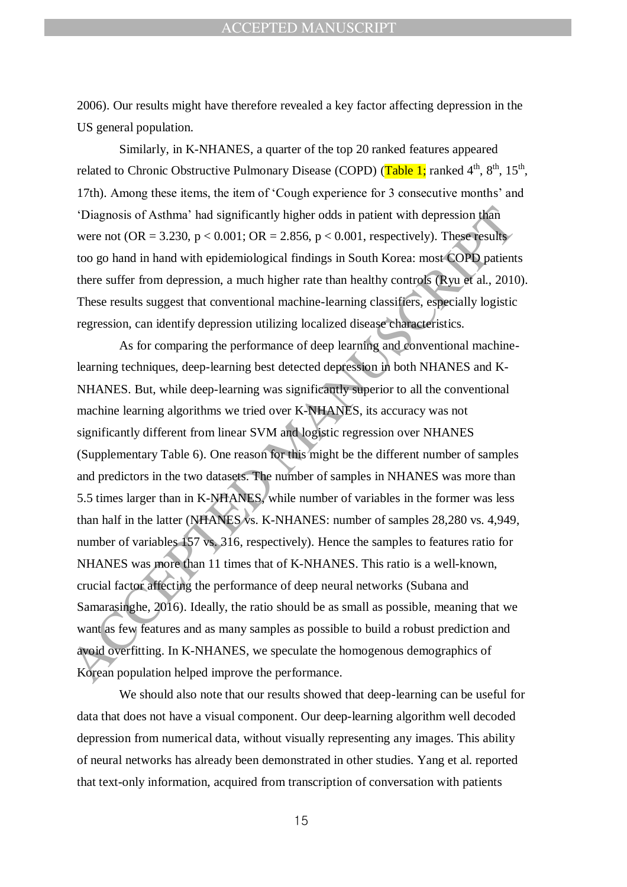2006). Our results might have therefore revealed a key factor affecting depression in the US general population.

Similarly, in K-NHANES, a quarter of the top 20 ranked features appeared related to Chronic Obstructive Pulmonary Disease (COPD) (Table 1; ranked 4th, 8th, 15th, 17th). Among these items, the item of 'Cough experience for 3 consecutive months' and 'Diagnosis of Asthma' had significantly higher odds in patient with depression than were not (OR = 3.230, $p < 0.001$; OR = 2.856, $p < 0.001$, respectively). These results too go hand in hand with epidemiological findings in South Korea: most COPD patients there suffer from depression, a much higher rate than healthy controls (Ryu et al., 2010). These results suggest that conventional machine-learning classifiers, especially logistic regression, can identify depression utilizing localized disease characteristics.

As for comparing the performance of deep learning and conventional machine-learning techniques, deep-learning best detected depression in both NHANES and K-NHANES. But, while deep-learning was significantly superior to all the conventional machine learning algorithms we tried over K-NHANES, its accuracy was not significantly different from linear SVM and logistic regression over NHANES (Supplementary Table 6). One reason for this might be the different number of samples and predictors in the two datasets. The number of samples in NHANES was more than 5.5 times larger than in K-NHANES, while number of variables in the former was less than half in the latter (NHANES vs. K-NHANES: number of samples 28,280 vs. 4,949, number of variables 157 vs. 316, respectively). Hence the samples to features ratio for NHANES was more than 11 times that of K-NHANES. This ratio is a well-known, crucial factor affecting the performance of deep neural networks (Subana and Samarasinghe, 2016). Ideally, the ratio should be as small as possible, meaning that we want as few features and as many samples as possible to build a robust prediction and avoid overfitting. In K-NHANES, we speculate the homogenous demographics of Korean population helped improve the performance.

We should also note that our results showed that deep-learning can be useful for data that does not have a visual component. Our deep-learning algorithm well decoded depression from numerical data, without visually representing any images. This ability of neural networks has already been demonstrated in other studies. Yang et al. reported that text-only information, acquired from transcription of conversation with patients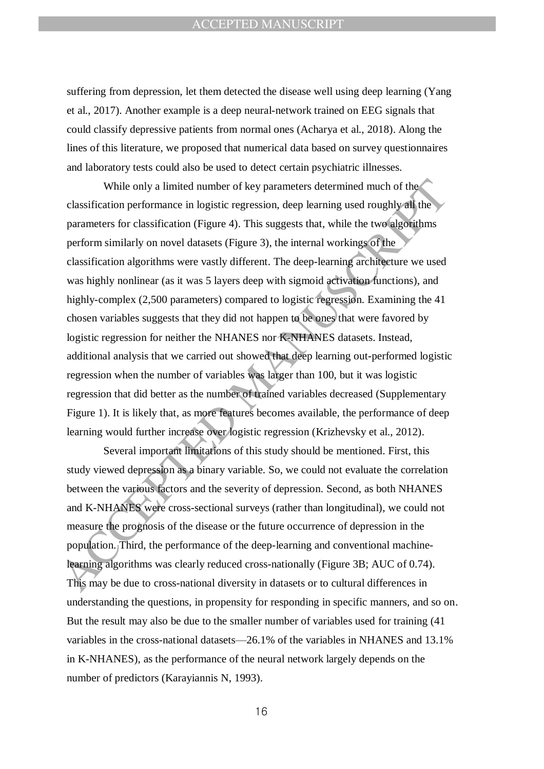suffering from depression, let them detected the disease well using deep learning (Yang et al., 2017). Another example is a deep neural-network trained on EEG signals that could classify depressive patients from normal ones (Acharya et al., 2018). Along the lines of this literature, we proposed that numerical data based on survey questionnaires and laboratory tests could also be used to detect certain psychiatric illnesses.

While only a limited number of key parameters determined much of the classification performance in logistic regression, deep learning used roughly all the parameters for classification (Figure 4). This suggests that, while the two algorithms perform similarly on novel datasets (Figure 3), the internal workings of the classification algorithms were vastly different. The deep-learning architecture we used was highly nonlinear (as it was 5 layers deep with sigmoid activation functions), and highly-complex (2,500 parameters) compared to logistic regression. Examining the 41 chosen variables suggests that they did not happen to be ones that were favored by logistic regression for neither the NHANES nor K-NHANES datasets. Instead, additional analysis that we carried out showed that deep learning out-performed logistic regression when the number of variables was larger than 100, but it was logistic regression that did better as the number of trained variables decreased (Supplementary Figure 1). It is likely that, as more features becomes available, the performance of deep learning would further increase over logistic regression (Krizhevsky et al., 2012).

Several important limitations of this study should be mentioned. First, this study viewed depression as a binary variable. So, we could not evaluate the correlation between the various factors and the severity of depression. Second, as both NHANES and K-NHANES were cross-sectional surveys (rather than longitudinal), we could not measure the prognosis of the disease or the future occurrence of depression in the population. Third, the performance of the deep-learning and conventional machine-learning algorithms was clearly reduced cross-nationally (Figure 3B; AUC of 0.74). This may be due to cross-national diversity in datasets or to cultural differences in understanding the questions, in propensity for responding in specific manners, and so on. But the result may also be due to the smaller number of variables used for training (41 variables in the cross-national datasets—26.1% of the variables in NHANES and 13.1% in K-NHANES), as the performance of the neural network largely depends on the number of predictors (Karayiannis N, 1993).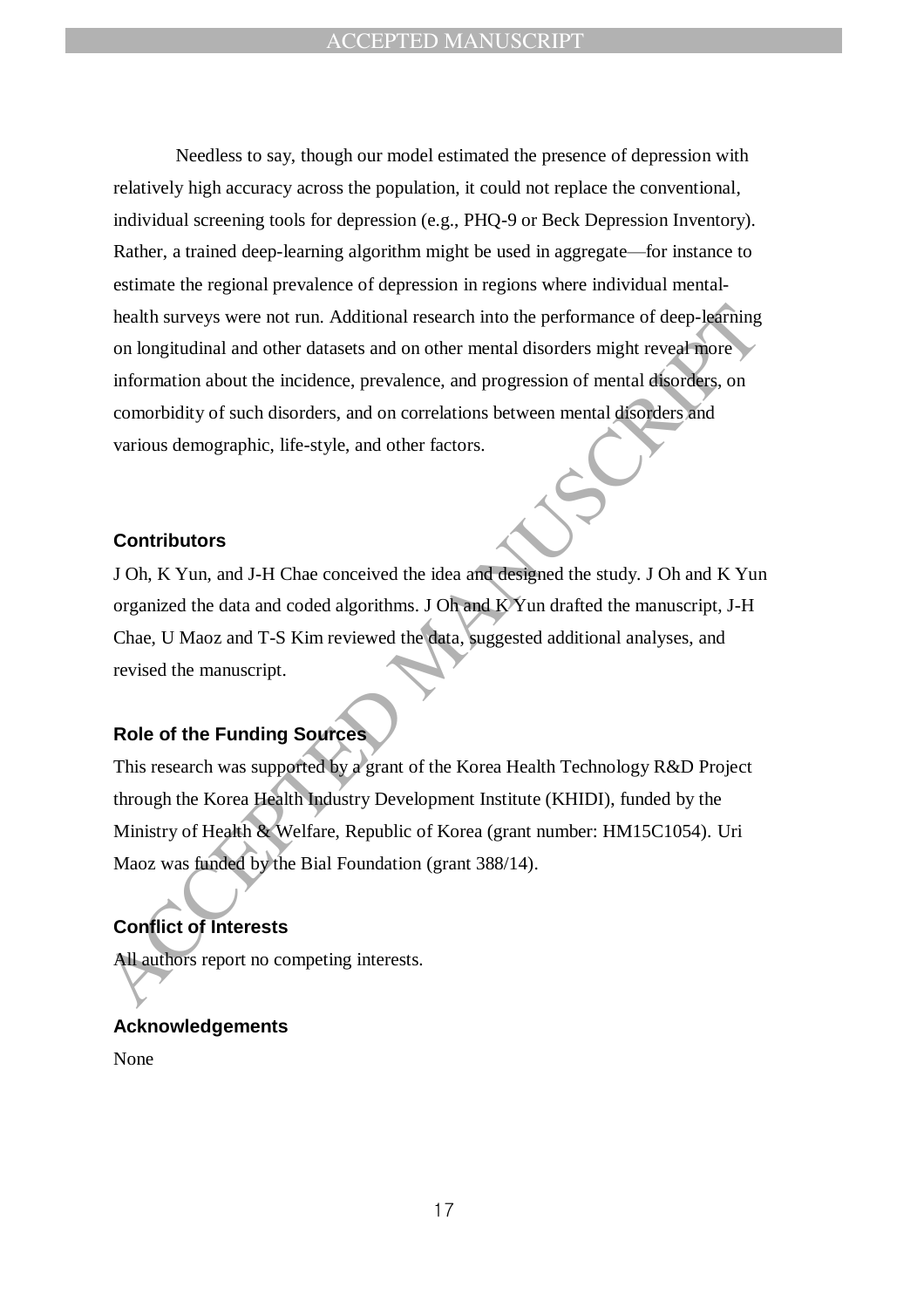Needless to say, though our model estimated the presence of depression with relatively high accuracy across the population, it could not replace the conventional, individual screening tools for depression (e.g., PHQ-9 or Beck Depression Inventory). Rather, a trained deep-learning algorithm might be used in aggregate—for instance to estimate the regional prevalence of depression in regions where individual mental-health surveys were not run. Additional research into the performance of deep-learning on longitudinal and other datasets and on other mental disorders might reveal more information about the incidence, prevalence, and progression of mental disorders, on comorbidity of such disorders, and on correlations between mental disorders and various demographic, life-style, and other factors.

## Contributors

J Oh, K Yun, and J-H Chae conceived the idea and designed the study. J Oh and K Yun organized the data and coded algorithms. J Oh and K Yun drafted the manuscript, J-H Chae, U Maoz and T-S Kim reviewed the data, suggested additional analyses, and revised the manuscript.

## Role of the Funding Sources

This research was supported by a grant of the Korea Health Technology R&D Project through the Korea Health Industry Development Institute (KHIDI), funded by the Ministry of Health & Welfare, Republic of Korea (grant number: HM15C1054). Uri Maoz was funded by the Bial Foundation (grant 388/14).

## Conflict of Interests

All authors report no competing interests.

## Acknowledgements

None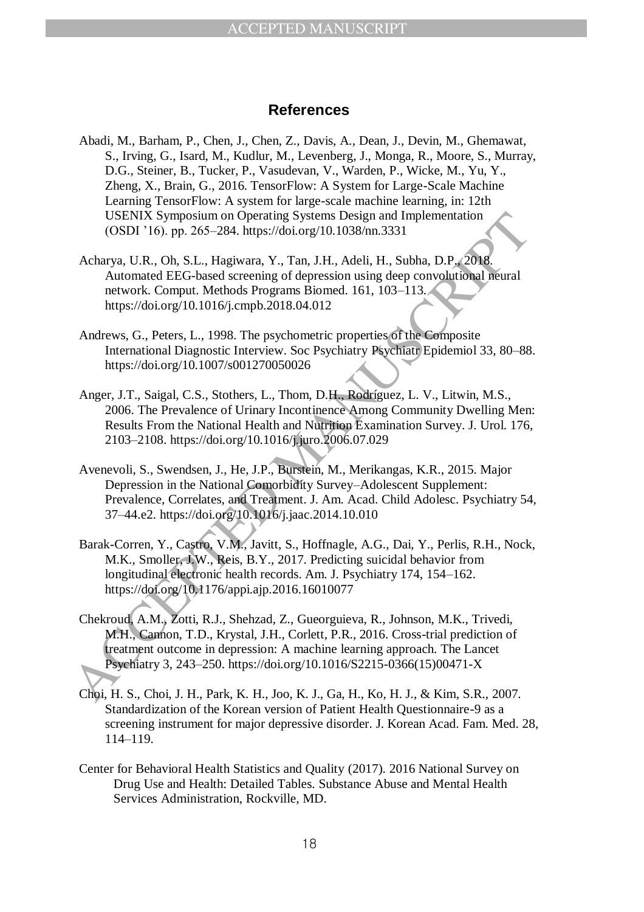# References

Abadi, M., Barham, P., Chen, J., Chen, Z., Davis, A., Dean, J., Devin, M., Ghemawat, S., Irving, G., Isard, M., Kudlur, M., Levenberg, J., Monga, R., Moore, S., Murray, D.G., Steiner, B., Tucker, P., Vasudevan, V., Warden, P., Wicke, M., Yu, Y., Zheng, X., Brain, G., 2016. TensorFlow: A System for Large-Scale Machine Learning TensorFlow: A system for large-scale machine learning, in: 12th USENIX Symposium on Operating Systems Design and Implementation (OSDI '16). pp. 265–284. https://doi.org/10.1038/nn.3331

Acharya, U.R., Oh, S.L., Hagiwara, Y., Tan, J.H., Adeli, H., Subha, D.P., 2018. Automated EEG-based screening of depression using deep convolutional neural network. Comput. Methods Programs Biomed. 161, 103–113. https://doi.org/10.1016/j.cmpb.2018.04.012

Andrews, G., Peters, L., 1998. The psychometric properties of the Composite International Diagnostic Interview. Soc Psychiatry Psychiatr Epidemiol 33, 80–88. https://doi.org/10.1007/s001270050026

Anger, J.T., Saigal, C.S., Stothers, L., Thom, D.H., Rodríguez, L. V., Litwin, M.S., 2006. The Prevalence of Urinary Incontinence Among Community Dwelling Men: Results From the National Health and Nutrition Examination Survey. J. Urol. 176, 2103–2108. https://doi.org/10.1016/j.juro.2006.07.029

Avenevoli, S., Swendsen, J., He, J.P., Burstein, M., Merikangas, K.R., 2015. Major Depression in the National Comorbidity Survey–Adolescent Supplement: Prevalence, Correlates, and Treatment. J. Am. Acad. Child Adolesc. Psychiatry 54, 37–44.e2. https://doi.org/10.1016/j.jaac.2014.10.010

Barak-Corren, Y., Castro, V.M., Javitt, S., Hoffnagle, A.G., Dai, Y., Perlis, R.H., Nock, M.K., Smoller, J.W., Reis, B.Y., 2017. Predicting suicidal behavior from longitudinal electronic health records. Am. J. Psychiatry 174, 154–162. https://doi.org/10.1176/appi.ajp.2016.16010077

Chekroud, A.M., Zotti, R.J., Shehzad, Z., Gueorguieva, R., Johnson, M.K., Trivedi, M.H., Cannon, T.D., Krystal, J.H., Corlett, P.R., 2016. Cross-trial prediction of treatment outcome in depression: A machine learning approach. The Lancet Psychiatry 3, 243–250. https://doi.org/10.1016/S2215-0366(15)00471-X

Choi, H. S., Choi, J. H., Park, K. H., Joo, K. J., Ga, H., Ko, H. J., & Kim, S.R., 2007. Standardization of the Korean version of Patient Health Questionnaire-9 as a screening instrument for major depressive disorder. J. Korean Acad. Fam. Med. 28, 114–119.

Center for Behavioral Health Statistics and Quality (2017). 2016 National Survey on Drug Use and Health: Detailed Tables. Substance Abuse and Mental Health Services Administration, Rockville, MD.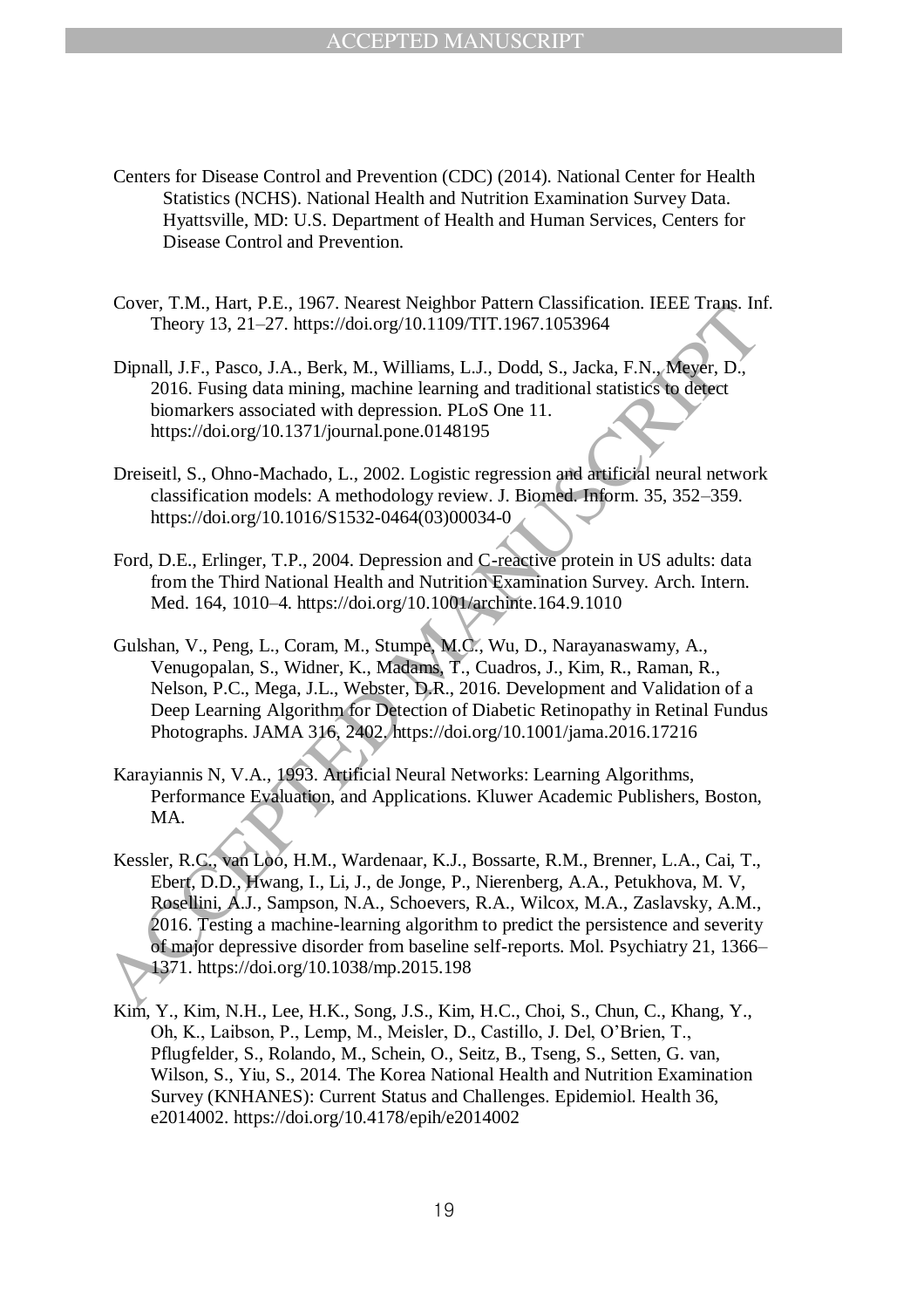Centers for Disease Control and Prevention (CDC) (2014). National Center for Health Statistics (NCHS). National Health and Nutrition Examination Survey Data. Hyattsville, MD: U.S. Department of Health and Human Services, Centers for Disease Control and Prevention.

Cover, T.M., Hart, P.E., 1967. Nearest Neighbor Pattern Classification. IEEE Trans. Inf. Theory 13, 21–27. https://doi.org/10.1109/TIT.1967.1053964

Dipnall, J.F., Pasco, J.A., Berk, M., Williams, L.J., Dodd, S., Jacka, F.N., Meyer, D., 2016. Fusing data mining, machine learning and traditional statistics to detect biomarkers associated with depression. PLoS One 11. https://doi.org/10.1371/journal.pone.0148195

Dreiseitl, S., Ohno-Machado, L., 2002. Logistic regression and artificial neural network classification models: A methodology review. J. Biomed. Inform. 35, 352–359. https://doi.org/10.1016/S1532-0464(03)00034-0

Ford, D.E., Erlinger, T.P., 2004. Depression and C-reactive protein in US adults: data from the Third National Health and Nutrition Examination Survey. Arch. Intern. Med. 164, 1010–4. https://doi.org/10.1001/archinte.164.9.1010

Gulshan, V., Peng, L., Coram, M., Stumpe, M.C., Wu, D., Narayanaswamy, A., Venugopalan, S., Widner, K., Madams, T., Cuadros, J., Kim, R., Raman, R., Nelson, P.C., Mega, J.L., Webster, D.R., 2016. Development and Validation of a Deep Learning Algorithm for Detection of Diabetic Retinopathy in Retinal Fundus Photographs. JAMA 316, 2402. https://doi.org/10.1001/jama.2016.17216

Karayiannis N, V.A., 1993. Artificial Neural Networks: Learning Algorithms, Performance Evaluation, and Applications. Kluwer Academic Publishers, Boston, MA.

Kessler, R.C., van Loo, H.M., Wardenaar, K.J., Bossarte, R.M., Brenner, L.A., Cai, T., Ebert, D.D., Hwang, I., Li, J., de Jonge, P., Nierenberg, A.A., Petukhova, M. V, Rosellini, A.J., Sampson, N.A., Schoevers, R.A., Wilcox, M.A., Zaslavsky, A.M., 2016. Testing a machine-learning algorithm to predict the persistence and severity of major depressive disorder from baseline self-reports. Mol. Psychiatry 21, 1366–1371. https://doi.org/10.1038/mp.2015.198

Kim, Y., Kim, N.H., Lee, H.K., Song, J.S., Kim, H.C., Choi, S., Chun, C., Khang, Y., Oh, K., Laibson, P., Lemp, M., Meisler, D., Castillo, J. Del, O'Brien, T., Pflugfelder, S., Rolando, M., Schein, O., Seitz, B., Tseng, S., Setten, G. van, Wilson, S., Yiu, S., 2014. The Korea National Health and Nutrition Examination Survey (KNHANES): Current Status and Challenges. Epidemiol. Health 36, e2014002. https://doi.org/10.4178/epih/e2014002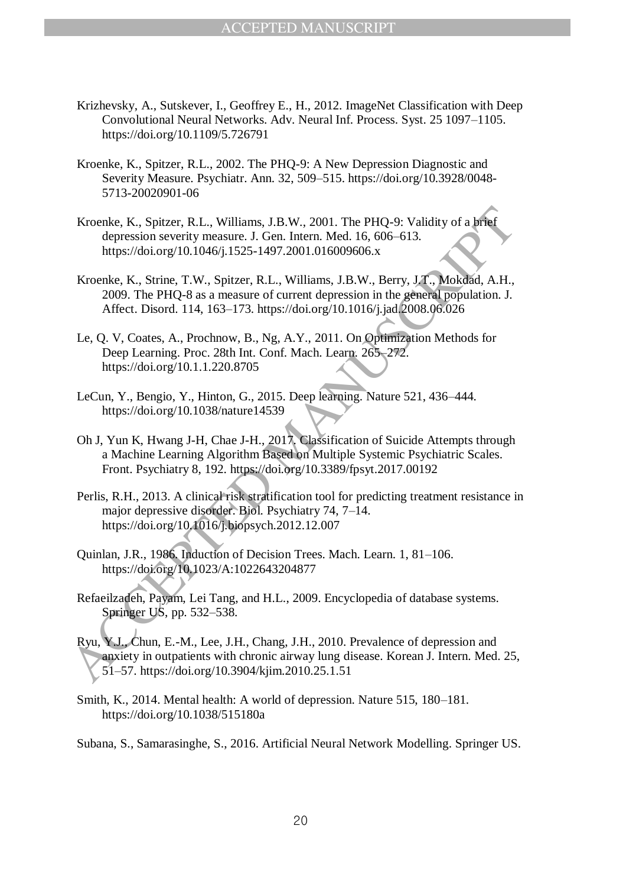Krizhevsky, A., Sutskever, I., Geoffrey E., H., 2012. ImageNet Classification with Deep Convolutional Neural Networks. Adv. Neural Inf. Process. Syst. 25 1097–1105. https://doi.org/10.1109/5.726791

Kroenke, K., Spitzer, R.L., 2002. The PHQ-9: A New Depression Diagnostic and Severity Measure. Psychiatr. Ann. 32, 509–515. https://doi.org/10.3928/0048-5713-20020901-06

Kroenke, K., Spitzer, R.L., Williams, J.B.W., 2001. The PHQ-9: Validity of a brief depression severity measure. J. Gen. Intern. Med. 16, 606–613. https://doi.org/10.1046/j.1525-1497.2001.016009606.x

Kroenke, K., Strine, T.W., Spitzer, R.L., Williams, J.B.W., Berry, J.T., Mokdad, A.H., 2009. The PHQ-8 as a measure of current depression in the general population. J. Affect. Disord. 114, 163–173. https://doi.org/10.1016/j.jad.2008.06.026

Le, Q. V, Coates, A., Prochnow, B., Ng, A.Y., 2011. On Optimization Methods for Deep Learning. Proc. 28th Int. Conf. Mach. Learn. 265–272. https://doi.org/10.1.1.220.8705

LeCun, Y., Bengio, Y., Hinton, G., 2015. Deep learning. Nature 521, 436–444. https://doi.org/10.1038/nature14539

Oh J, Yun K, Hwang J-H, Chae J-H., 2017. Classification of Suicide Attempts through a Machine Learning Algorithm Based on Multiple Systemic Psychiatric Scales. Front. Psychiatry 8, 192. https://doi.org/10.3389/fpsyt.2017.00192

Perlis, R.H., 2013. A clinical risk stratification tool for predicting treatment resistance in major depressive disorder. Biol. Psychiatry 74, 7–14. https://doi.org/10.1016/j.biopsych.2012.12.007

Quinlan, J.R., 1986. Induction of Decision Trees. Mach. Learn. 1, 81–106. https://doi.org/10.1023/A:1022643204877

Refaeilzadeh, Payam, Lei Tang, and H.L., 2009. Encyclopedia of database systems. Springer US, pp. 532–538.

Ryu, Y.J., Chun, E.-M., Lee, J.H., Chang, J.H., 2010. Prevalence of depression and anxiety in outpatients with chronic airway lung disease. Korean J. Intern. Med. 25, 51–57. https://doi.org/10.3904/kjim.2010.25.1.51

Smith, K., 2014. Mental health: A world of depression. Nature 515, 180–181. https://doi.org/10.1038/515180a

Subana, S., Samarasinghe, S., 2016. Artificial Neural Network Modelling. Springer US.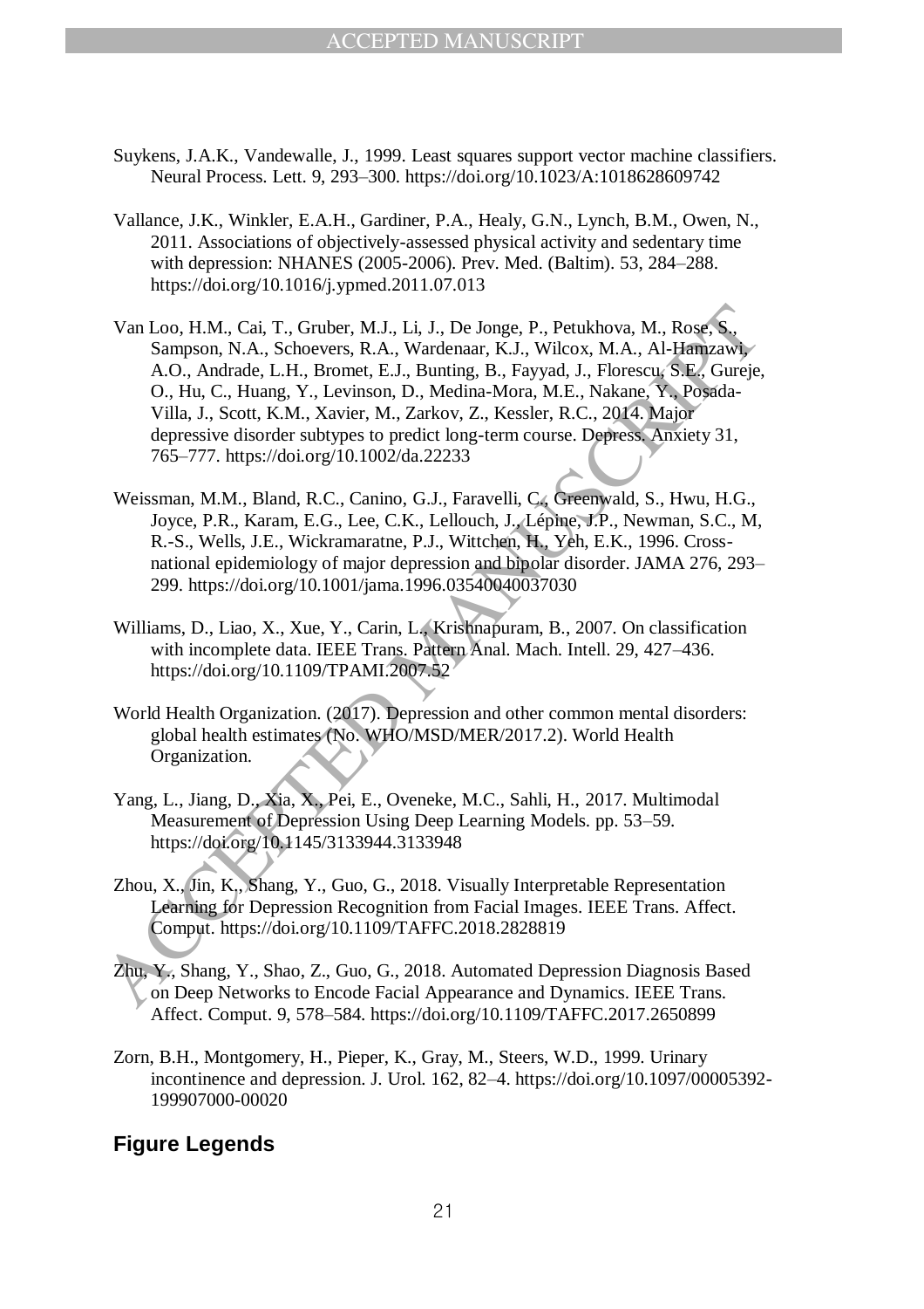Suykens, J.A.K., Vandewalle, J., 1999. Least squares support vector machine classifiers. Neural Process. Lett. 9, 293–300. https://doi.org/10.1023/A:1018628609742

Vallance, J.K., Winkler, E.A.H., Gardiner, P.A., Healy, G.N., Lynch, B.M., Owen, N., 2011. Associations of objectively-assessed physical activity and sedentary time with depression: NHANES (2005-2006). Prev. Med. (Baltim). 53, 284–288. https://doi.org/10.1016/j.ypmed.2011.07.013

Van Loo, H.M., Cai, T., Gruber, M.J., Li, J., De Jonge, P., Petukhova, M., Rose, S., Sampson, N.A., Schoevers, R.A., Wardenaar, K.J., Wilcox, M.A., Al-Hamzawi, A.O., Andrade, L.H., Bromet, E.J., Bunting, B., Fayyad, J., Florescu, S.E., Gureje, O., Hu, C., Huang, Y., Levinson, D., Medina-Mora, M.E., Nakane, Y., Posada-Villa, J., Scott, K.M., Xavier, M., Zarkov, Z., Kessler, R.C., 2014. Major depressive disorder subtypes to predict long-term course. Depress. Anxiety 31, 765–777. https://doi.org/10.1002/da.22233

Weissman, M.M., Bland, R.C., Canino, G.J., Faravelli, C., Greenwald, S., Hwu, H.G., Joyce, P.R., Karam, E.G., Lee, C.K., Lellouch, J., Lépine, J.P., Newman, S.C., M, R.-S., Wells, J.E., Wickramaratne, P.J., Wittchen, H., Yeh, E.K., 1996. Cross-national epidemiology of major depression and bipolar disorder. JAMA 276, 293–299. https://doi.org/10.1001/jama.1996.03540040037030

Williams, D., Liao, X., Xue, Y., Carin, L., Krishnapuram, B., 2007. On classification with incomplete data. IEEE Trans. Pattern Anal. Mach. Intell. 29, 427–436. https://doi.org/10.1109/TPAMI.2007.52

World Health Organization. (2017). Depression and other common mental disorders: global health estimates (No. WHO/MSD/MER/2017.2). World Health Organization.

Yang, L., Jiang, D., Xia, X., Pei, E., Oveneke, M.C., Sahli, H., 2017. Multimodal Measurement of Depression Using Deep Learning Models. pp. 53–59. https://doi.org/10.1145/3133944.3133948

Zhou, X., Jin, K., Shang, Y., Guo, G., 2018. Visually Interpretable Representation Learning for Depression Recognition from Facial Images. IEEE Trans. Affect. Comput. https://doi.org/10.1109/TAFFC.2018.2828819

Zhu, Y., Shang, Y., Shao, Z., Guo, G., 2018. Automated Depression Diagnosis Based on Deep Networks to Encode Facial Appearance and Dynamics. IEEE Trans. Affect. Comput. 9, 578–584. https://doi.org/10.1109/TAFFC.2017.2650899

Zorn, B.H., Montgomery, H., Pieper, K., Gray, M., Steers, W.D., 1999. Urinary incontinence and depression. J. Urol. 162, 82–4. https://doi.org/10.1097/00005392-199907000-00020

## Figure Legends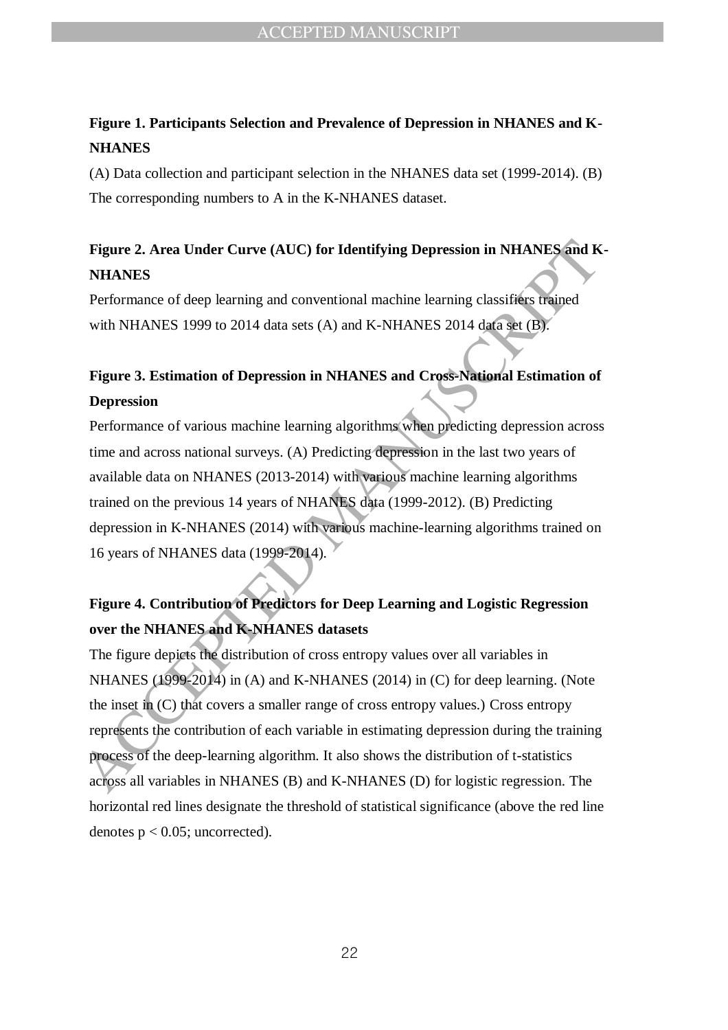**Figure 1. Participants Selection and Prevalence of Depression in NHANES and K-NHANES**

(A) Data collection and participant selection in the NHANES data set (1999-2014). (B) The corresponding numbers to A in the K-NHANES dataset.

**Figure 2. Area Under Curve (AUC) for Identifying Depression in NHANES and K-NHANES**

Performance of deep learning and conventional machine learning classifiers trained with NHANES 1999 to 2014 data sets (A) and K-NHANES 2014 data set (B).

**Figure 3. Estimation of Depression in NHANES and Cross-National Estimation of Depression**

Performance of various machine learning algorithms when predicting depression across time and across national surveys. (A) Predicting depression in the last two years of available data on NHANES (2013-2014) with various machine learning algorithms trained on the previous 14 years of NHANES data (1999-2012). (B) Predicting depression in K-NHANES (2014) with various machine-learning algorithms trained on 16 years of NHANES data (1999-2014).

**Figure 4. Contribution of Predictors for Deep Learning and Logistic Regression over the NHANES and K-NHANES datasets**

The figure depicts the distribution of cross entropy values over all variables in NHANES (1999-2014) in (A) and K-NHANES (2014) in (C) for deep learning. (Note the inset in (C) that covers a smaller range of cross entropy values.) Cross entropy represents the contribution of each variable in estimating depression during the training process of the deep-learning algorithm. It also shows the distribution of t-statistics across all variables in NHANES (B) and K-NHANES (D) for logistic regression. The horizontal red lines designate the threshold of statistical significance (above the red line denotes $p < 0.05$; uncorrected).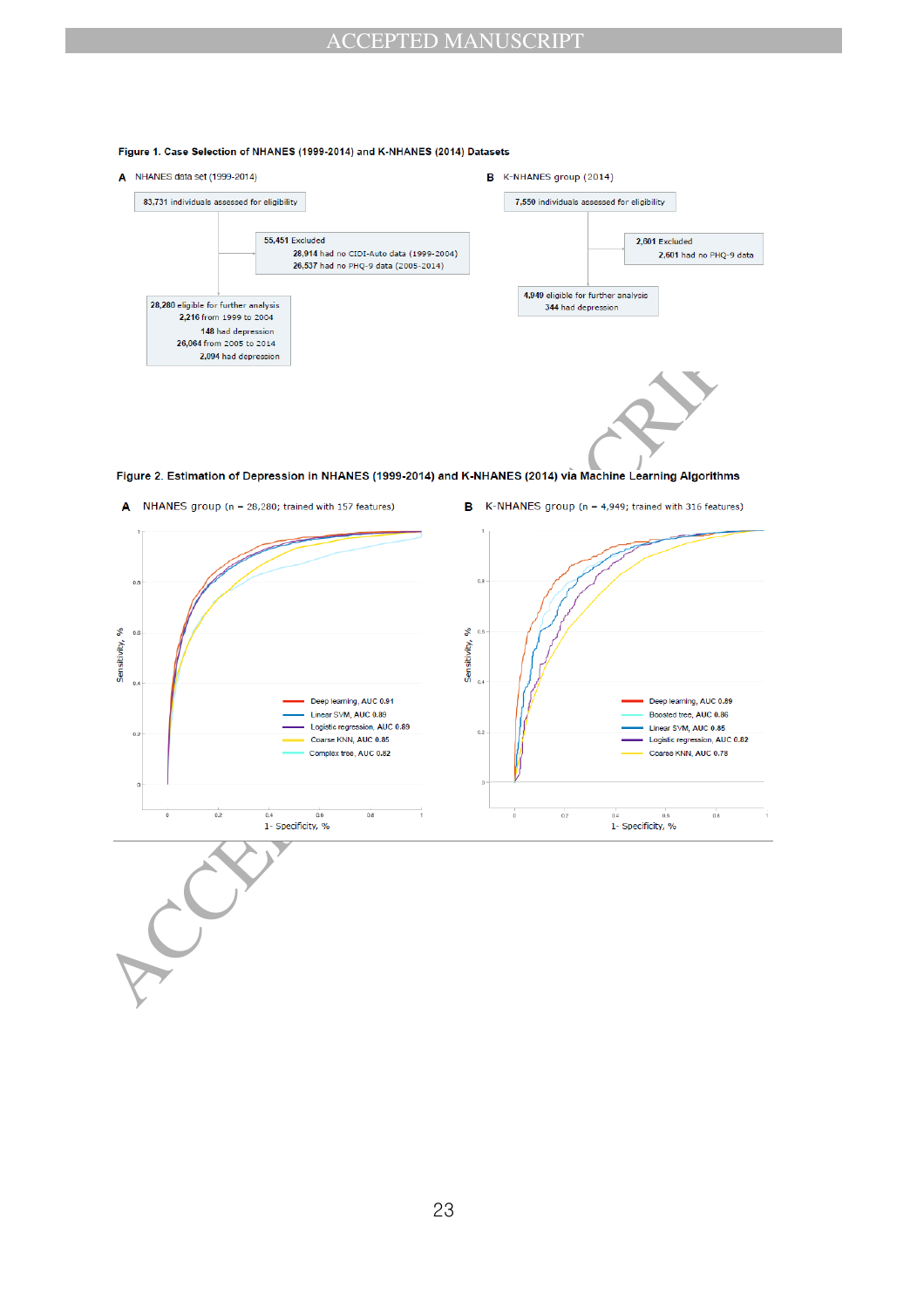**Figure 1. Case Selection of NHANES (1999-2014) and K-NHANES (2014) Datasets**

**A** NHANES data set (1999-2014)

- 83,731 individuals assessed for eligibility
- 55,451 Excluded
  - 28,914 had no CIDI-Auto data (1999-2004)
  - 26,537 had no PHQ-9 data (2005-2014)
- 28,280 eligible for further analysis
  - 2,216 from 1999 to 2004
    - 148 had depression
  - 26,064 from 2005 to 2014
    - 2,094 had depression

**B** K-NHANES group (2014)

- 7,550 individuals assessed for eligibility
- 2,601 Excluded
  - 2,601 had no PHQ-9 data
- 4,949 eligible for further analysis
  - 344 had depression

**Figure 2. Estimation of Depression in NHANES (1999-2014) and K-NHANES (2014) via Machine Learning Algorithms**

**A** NHANES group (n = 28,280; trained with 157 features)

- Deep learning, AUC 0.91
- Linear SVM, AUC 0.89
- Logistic regression, AUC 0.89
- Coarse KNN, AUC 0.85
- Complex tree, AUC 0.82

**B** K-NHANES group (n = 4,949; trained with 316 features)

- Deep learning, AUC 0.89
- Boosted tree, AUC 0.86
- Linear SVM, AUC 0.85
- Logistic regression, AUC 0.82
- Coarse KNN, AUC 0.78

Axes: Sensitivity, % (y-axis); 1- Specificity, % (x-axis)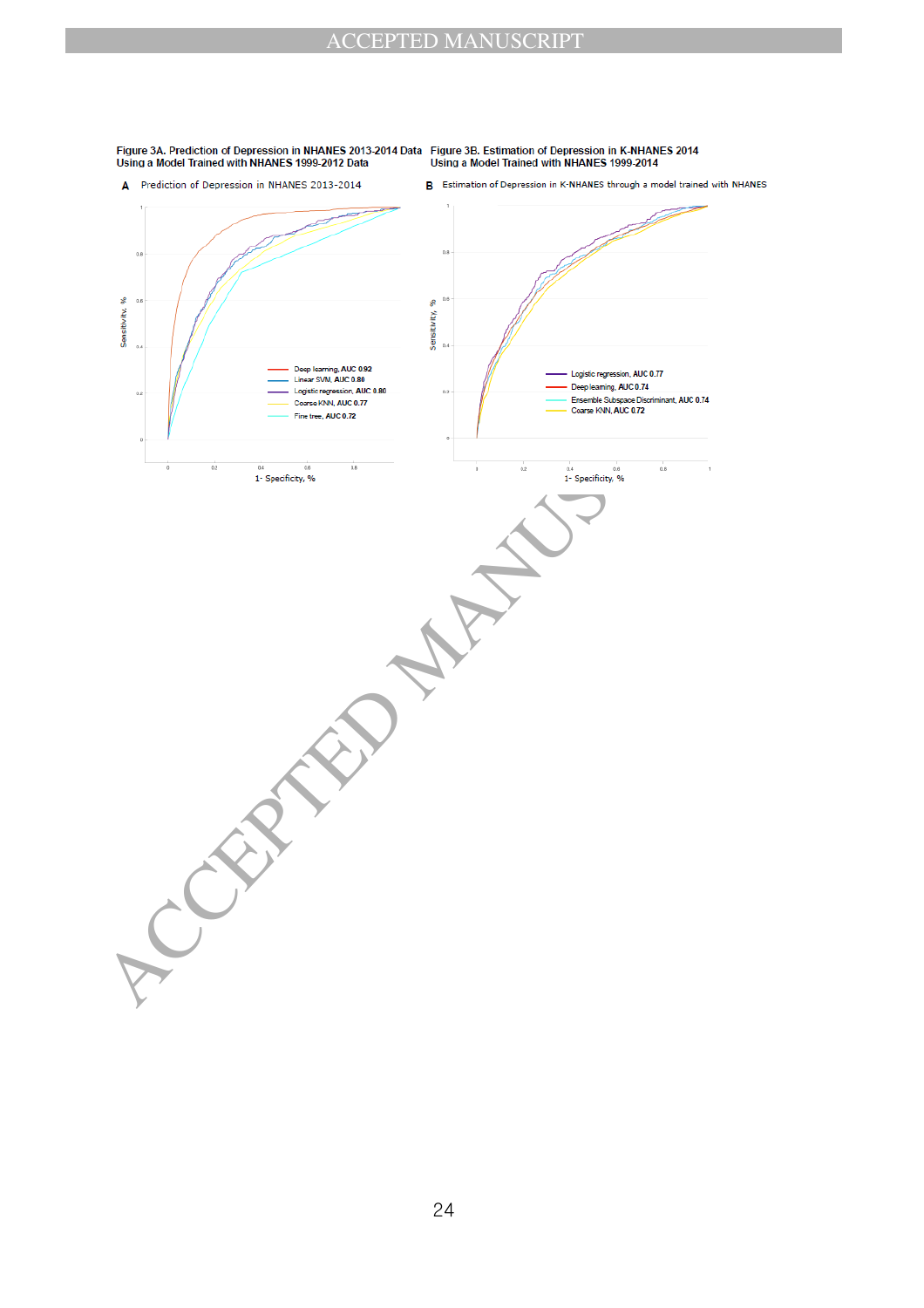Figure 3A. Prediction of Depression in NHANES 2013-2014 Data Using a Model Trained with NHANES 1999-2012 Data

A Prediction of Depression in NHANES 2013-2014

Deep learning, AUC 0.92
Linear SVM, AUC 0.80
Logistic regression, AUC 0.80
Coarse KNN, AUC 0.77
Fine tree, AUC 0.72

Sensitivity, %

1- Specificity, %

Figure 3B. Estimation of Depression in K-NHANES 2014 Using a Model Trained with NHANES 1999-2014

B Estimation of Depression in K-NHANES through a model trained with NHANES

Logistic regression, AUC 0.77
Deep learning, AUC 0.74
Ensemble Subspace Discriminant, AUC 0.74
Coarse KNN, AUC 0.72

Sensitivity, %

1- Specificity, %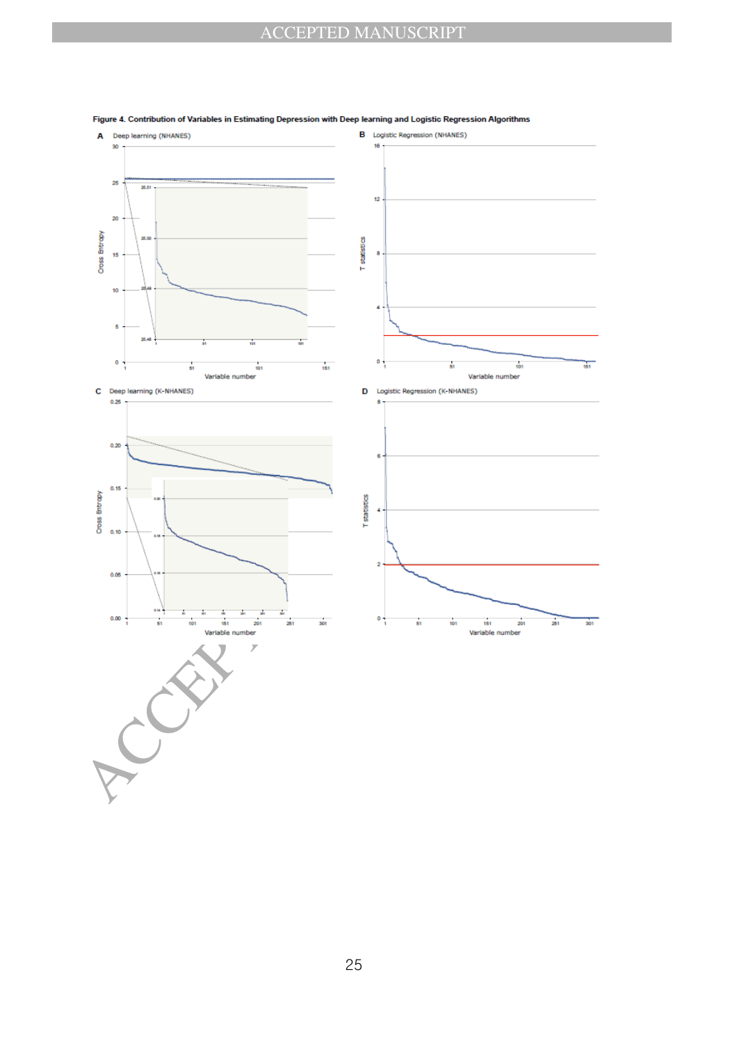**Figure 4. Contribution of Variables in Estimating Depression with Deep learning and Logistic Regression Algorithms**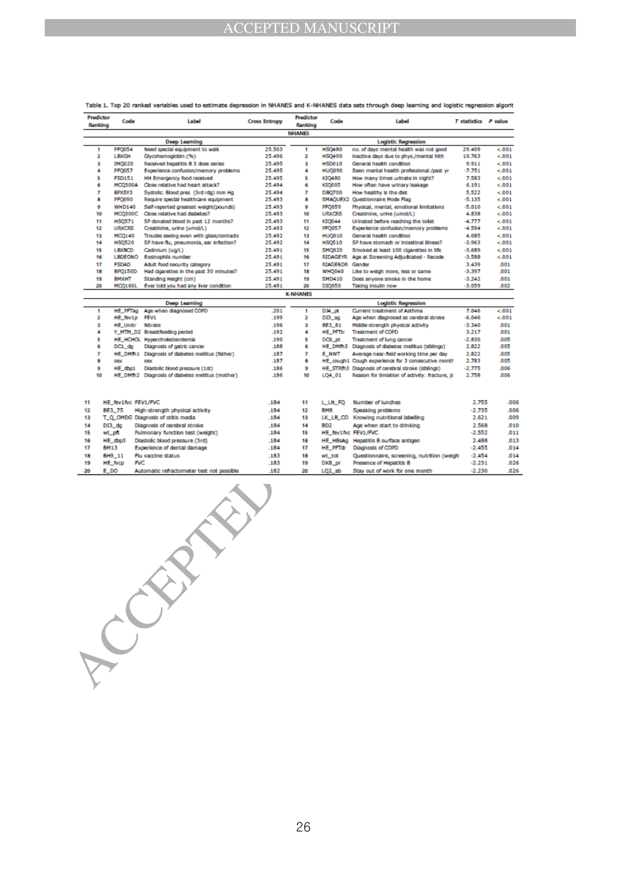Table 1. Top 20 ranked variables used to estimate depression in NHANES and K-NHANES data sets through deep learning and logistic regression algorit

| Predictor Ranking | Code | Label | Cross Entropy | Predictor Ranking | Code | Label | *T* statistics | *P* value |
|---|---|---|---|---|---|---|---|---|
| **NHANES** | | | | | | | | |
| **Deep Learning** | | | | **Logistic Regression** | | | | |
| 1 | PFQ054 | Need special equipment to walk | 25.503 | 1 | HSQ480 | no. of days mental health was not good | 29.409 | <.001 |
| 2 | LBXGH | Glycohemoglobin:(%) | 25.496 | 2 | HSQ490 | Inactive days due to phys./mental hlth | 10.763 | <.001 |
| 3 | IMQ020 | Received hepatitis B 3 dose series | 25.495 | 3 | HSD010 | General health condition | 9.911 | <.001 |
| 4 | PFQ057 | Experience confusion/memory problems | 25.495 | 4 | HUQ090 | Seen mental health professional /past yr | -7.751 | <.001 |
| 5 | FSD151 | HH Emergency food received | 25.495 | 5 | KIQ480 | How many times urinate in night? | 7.583 | <.001 |
| 6 | MCQ300A | Close relative had heart attack? | 25.494 | 6 | KIQ005 | How often have urinary leakage | 6.191 | <.001 |
| 7 | BPXSY3 | Systolic: Blood pres (3rd rdg) mm Hg | 25.494 | 7 | DBQ700 | How healthy is the diet | 5.522 | <.001 |
| 8 | PFQ090 | Require special healthcare equipment | 25.493 | 8 | SMAQUEX2 | Questionnaire Mode Flag | -5.135 | <.001 |
| 9 | WHD140 | Self-reported greatest weight(pounds) | 25.493 | 9 | PFQ059 | Physical, mental, emotional limitations | -5.010 | <.001 |
| 10 | MCQ300C | Close relative had diabetes? | 25.493 | 10 | URXCRS | Creatinine, urine (umol/L) | 4.838 | <.001 |
| 11 | HSQ571 | SP donated blood in past 12 months? | 25.493 | 11 | KIQ044 | Urinated before reaching the toilet | -4.777 | <.001 |
| 12 | URXCRS | Creatinine, urine (umol/L) | 25.493 | 12 | PFQ057 | Experience confusion/memory problems | -4.594 | <.001 |
| 13 | MCQ140 | Trouble seeing even with glass/contacts | 25.492 | 13 | HUQ010 | General health condition | 4.085 | <.001 |
| 14 | HSQ520 | SP have flu, pneumonia, ear infection? | 25.492 | 14 | HSQ510 | SP have stomach or intestinal illness? | -3.963 | <.001 |
| 15 | LBXBCD | Cadmium (ug/L) | 25.491 | 15 | SMQ020 | Smoked at least 100 cigarettes in life | -3.689 | <.001 |
| 16 | LBDEONO | Eosinophils number | 25.491 | 16 | RIDAGEYR | Age at Screening Adjudicated - Recode | -3.588 | <.001 |
| 17 | FSDAD | Adult food security category | 25.491 | 17 | RIAGENDR | Gender | 3.439 | .001 |
| 18 | BPQ150D | Had cigarettes in the past 30 minutes? | 25.491 | 18 | WHQ040 | Like to weigh more, less or same | -3.397 | .001 |
| 19 | BMXHT | Standing Height (cm) | 25.491 | 19 | SMD410 | Does anyone smoke in the home | -3.242 | .001 |
| 20 | MCQ160L | Ever told you had any liver condition | 25.491 | 20 | DIQ050 | Taking insulin now | -3.059 | .002 |
| **K-NHANES** | | | | | | | | |
| **Deep Learning** | | | | **Logistic Regression** | | | | |
| 1 | HE_PFTag | Age when diagnosed COPD | .201 | 1 | DJ4_pt | Current treatment of Asthma | 7.046 | <.001 |
| 2 | HE_fev1p | FEV1 | .199 | 2 | DI3_ag | Age when diagnosed as cerebral stroke | -6.046 | <.001 |
| 3 | HE_Unitr | Nitrate | .196 | 3 | BE3_81 | Middle-strength physical activity | -3.340 | .001 |
| 4 | Y_MTM_D2 | Breastfeeding period | .192 | 4 | HE_PFTtr | Treatment of COPD | 3.217 | .001 |
| 5 | HE_HCHOL | Hypercholesterolemia | .190 | 5 | DC6_pt | Treatment of lung cancer | -2.830 | .005 |
| 6 | DC1_dg | Diagnosis of gatric cancer | .188 | 6 | HE_DMfh3 | Diagnosis of diabetes mellitus (siblings) | 2.822 | .005 |
| 7 | HE_DMfh1 | Diagnosis of diabetes mellitus (father) | .187 | 7 | E_NWT | Average near-field working time per day | 2.822 | .005 |
| 8 | sex | sex | .187 | 8 | HE_cough1 | Cough experience for 3 consecutive montt | 2.783 | .005 |
| 9 | HE_dbp1 | Diastolic blood pressure (1st) | .186 | 9 | HE_STRfh3 | Diagnosis of cerebral stroke (siblings) | -2.775 | .006 |
| 10 | HE_DMfh2 | Diagnosis of diabetes mellitus (mother) | .186 | 10 | LQ4_01 | Reason for limitation of activity: fracture, jc | 2.758 | .006 |
| 11 | HE_fev1fvc | FEV1/FVC | .184 | 11 | L_LN_FQ | Number of lunches | 2.755 | .006 |
| 12 | BE3_75 | High-strength physical activity | .184 | 12 | BM8 | Speaking problems | -2.735 | .006 |
| 13 | T_Q_OMDG | Diagnosis of otitis media | .184 | 13 | LK_LB_CO | Knowing nutritional labelling | 2.621 | .009 |
| 14 | DI3_dg | Diagnosis of cerebral stroke | .184 | 14 | BD2 | Age when start to drinking | 2.568 | .010 |
| 15 | wt_pft | Pulmonary function test (weight) | .184 | 15 | HE_fev1fvc | FEV1/FVC | -2.552 | .011 |
| 16 | HE_dbp3 | Diastolic blood pressure (3rd) | .184 | 16 | HE_HBsAg | Hepatitis B surface antigen | 2.488 | .013 |
| 17 | BM13 | Experience of dental damage | .184 | 17 | HE_PFTdr | Diagnosis of COPD | -2.455 | .014 |
| 18 | BH9_11 | Flu vaccine status | .183 | 18 | wt_tot | Questionnaire, screening, nutrition (weigh | -2.454 | .014 |
| 19 | HE_fvcp | FVC | .183 | 19 | DK8_pr | Presence of Hepatitis B | -2.231 | .026 |
| 20 | E_DO | Automatic refractometer test not possible | .182 | 20 | LQ2_ab | Stay out of work for one month | -2.230 | .026 |